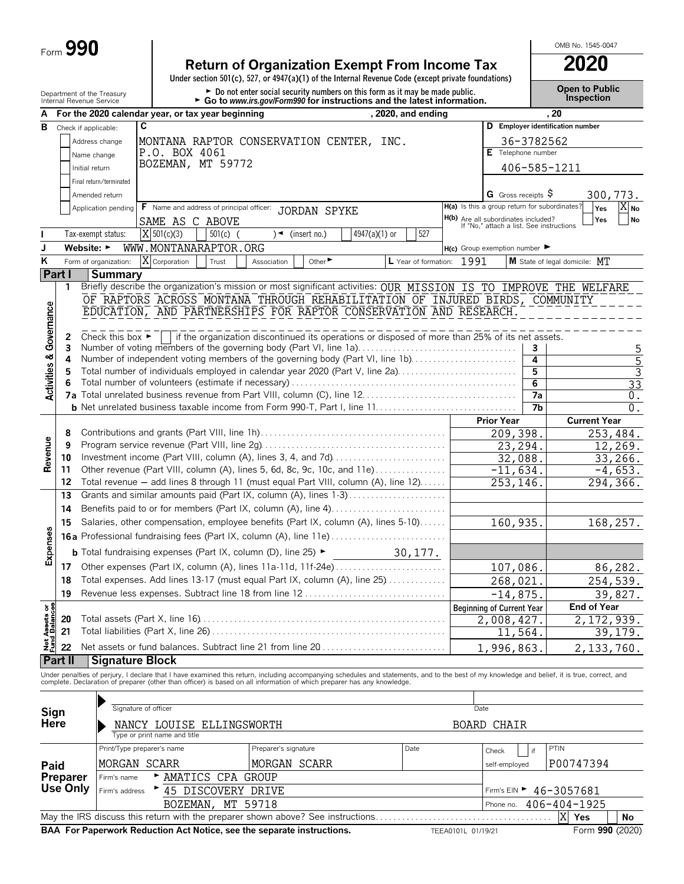Form **990**

# Return of Organization Exempt From Income Tax

**2020**

Under section 501(c), 527, or 4947(a)(1) of the Internal Revenue Code (except private foundations)

Department of the Treasury
Internal Revenue Service

► Do not enter social security numbers on this form as it may be made public.
► Go to www.irs.gov/Form990 for instructions and the latest information.

OMB No. 1545-0047

**Open to Public Inspection**

**A** For the 2020 calendar year, or tax year beginning , 2020, and ending , 20

**B** Check if applicable:
- Address change
- Name change
- Initial return
- Final return/terminated
- Amended return
- Application pending

**C** MONTANA RAPTOR CONSERVATION CENTER, INC.
P.O. BOX 4061
BOZEMAN, MT 59772

**D** Employer identification number: 36-3782562

**E** Telephone number: 406-585-1211

**G** Gross receipts $ 300,773.

**F** Name and address of principal officer: JORDAN SPYKE
SAME AS C ABOVE

**H(a)** Is this a group return for subordinates? Yes [ ] No [X]

**H(b)** Are all subordinates included? Yes [ ] No [ ]
If "No," attach a list. See instructions

**I** Tax-exempt status: [X] 501(c)(3) [ ] 501(c) ( ) ◄ (insert no.) [ ] 4947(a)(1) or [ ] 527

**J** Website: ► WWW.MONTANARAPTOR.ORG

**H(c)** Group exemption number ►

**K** Form of organization: [X] Corporation [ ] Trust [ ] Association [ ] Other ►

**L** Year of formation: 1991

**M** State of legal domicile: MT

## Part I Summary

### Activities & Governance

1 Briefly describe the organization's mission or most significant activities: OUR MISSION IS TO IMPROVE THE WELFARE OF RAPTORS ACROSS MONTANA THROUGH REHABILITATION OF INJURED BIRDS, COMMUNITY EDUCATION, AND PARTNERSHIPS FOR RAPTOR CONSERVATION AND RESEARCH.

2 Check this box ► [ ] if the organization discontinued its operations or disposed of more than 25% of its net assets.

| Line | Description | Box | Value |
|---|---|---|---|
| 3 | Number of voting members of the governing body (Part VI, line 1a) | 3 | 5 |
| 4 | Number of independent voting members of the governing body (Part VI, line 1b) | 4 | 5 |
| 5 | Total number of individuals employed in calendar year 2020 (Part V, line 2a) | 5 | 3 |
| 6 | Total number of volunteers (estimate if necessary) | 6 | 33 |
| 7a | Total unrelated business revenue from Part VIII, column (C), line 12 | 7a | 0. |
| b | Net unrelated business taxable income from Form 990-T, Part I, line 11 | 7b | 0. |

### Revenue, Expenses, Net Assets

| Line | Description | Prior Year | Current Year |
|---|---|---|---|
| 8 | Contributions and grants (Part VIII, line 1h) | 209,398. | 253,484. |
| 9 | Program service revenue (Part VIII, line 2g) | 23,294. | 12,269. |
| 10 | Investment income (Part VIII, column (A), lines 3, 4, and 7d) | 32,088. | 33,266. |
| 11 | Other revenue (Part VIII, column (A), lines 5, 6d, 8c, 9c, 10c, and 11e) | -11,634. | -4,653. |
| 12 | Total revenue — add lines 8 through 11 (must equal Part VIII, column (A), line 12) | 253,146. | 294,366. |
| 13 | Grants and similar amounts paid (Part IX, column (A), lines 1-3) | | |
| 14 | Benefits paid to or for members (Part IX, column (A), line 4) | | |
| 15 | Salaries, other compensation, employee benefits (Part IX, column (A), lines 5-10) | 160,935. | 168,257. |
| 16a | Professional fundraising fees (Part IX, column (A), line 11e) | | |
| b | Total fundraising expenses (Part IX, column (D), line 25) ► 30,177. | | |
| 17 | Other expenses (Part IX, column (A), lines 11a-11d, 11f-24e) | 107,086. | 86,282. |
| 18 | Total expenses. Add lines 13-17 (must equal Part IX, column (A), line 25) | 268,021. | 254,539. |
| 19 | Revenue less expenses. Subtract line 18 from line 12 | -14,875. | 39,827. |

| Line | Description | Beginning of Current Year | End of Year |
|---|---|---|---|
| 20 | Total assets (Part X, line 16) | 2,008,427. | 2,172,939. |
| 21 | Total liabilities (Part X, line 26) | 11,564. | 39,179. |
| 22 | Net assets or fund balances. Subtract line 21 from line 20 | 1,996,863. | 2,133,760. |

## Part II Signature Block

Under penalties of perjury, I declare that I have examined this return, including accompanying schedules and statements, and to the best of my knowledge and belief, it is true, correct, and complete. Declaration of preparer (other than officer) is based on all information of which preparer has any knowledge.

**Sign Here**

Signature of officer — Date

NANCY LOUISE ELLINGSWORTH — BOARD CHAIR
Type or print name and title

**Paid Preparer Use Only**

| Print/Type preparer's name | Preparer's signature | Date | Check [ ] if self-employed | PTIN |
|---|---|---|---|---|
| MORGAN SCARR | MORGAN SCARR | | | P00747394 |

Firm's name ► AMATICS CPA GROUP

Firm's address ► 45 DISCOVERY DRIVE, BOZEMAN, MT 59718

Firm's EIN ► 46-3057681

Phone no. 406-404-1925

May the IRS discuss this return with the preparer shown above? See instructions [X] Yes [ ] No

BAA For Paperwork Reduction Act Notice, see the separate instructions. TEEA0101L 01/19/21 Form **990** (2020)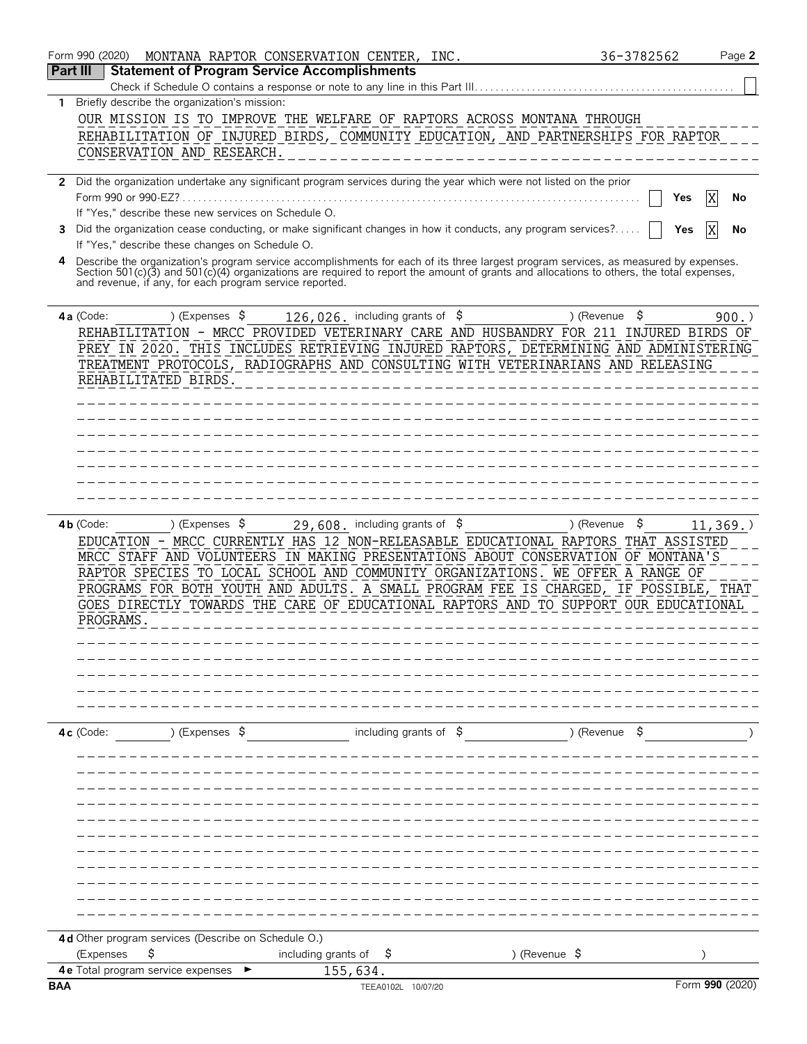Form 990 (2020) MONTANA RAPTOR CONSERVATION CENTER, INC. 36-3782562 Page **2**

## Part III Statement of Program Service Accomplishments

Check if Schedule O contains a response or note to any line in this Part III. . . . . . . . . . ☐

**1** Briefly describe the organization's mission:

OUR MISSION IS TO IMPROVE THE WELFARE OF RAPTORS ACROSS MONTANA THROUGH REHABILITATION OF INJURED BIRDS, COMMUNITY EDUCATION, AND PARTNERSHIPS FOR RAPTOR CONSERVATION AND RESEARCH.

**2** Did the organization undertake any significant program services during the year which were not listed on the prior Form 990 or 990-EZ? . . . . . . . . ☐ Yes ☒ No

If "Yes," describe these new services on Schedule O.

**3** Did the organization cease conducting, or make significant changes in how it conducts, any program services? . . . . ☐ Yes ☒ No

If "Yes," describe these changes on Schedule O.

**4** Describe the organization's program service accomplishments for each of its three largest program services, as measured by expenses. Section 501(c)(3) and 501(c)(4) organizations are required to report the amount of grants and allocations to others, the total expenses, and revenue, if any, for each program service reported.

**4a** (Code: ) (Expenses $ 126,026. including grants of $ ) (Revenue $ 900.)

REHABILITATION - MRCC PROVIDED VETERINARY CARE AND HUSBANDRY FOR 211 INJURED BIRDS OF PREY IN 2020. THIS INCLUDES RETRIEVING INJURED RAPTORS, DETERMINING AND ADMINISTERING TREATMENT PROTOCOLS, RADIOGRAPHS AND CONSULTING WITH VETERINARIANS AND RELEASING REHABILITATED BIRDS.

**4b** (Code: ) (Expenses $ 29,608. including grants of $ ) (Revenue $ 11,369.)

EDUCATION - MRCC CURRENTLY HAS 12 NON-RELEASABLE EDUCATIONAL RAPTORS THAT ASSISTED MRCC STAFF AND VOLUNTEERS IN MAKING PRESENTATIONS ABOUT CONSERVATION OF MONTANA'S RAPTOR SPECIES TO LOCAL SCHOOL AND COMMUNITY ORGANIZATIONS. WE OFFER A RANGE OF PROGRAMS FOR BOTH YOUTH AND ADULTS. A SMALL PROGRAM FEE IS CHARGED, IF POSSIBLE, THAT GOES DIRECTLY TOWARDS THE CARE OF EDUCATIONAL RAPTORS AND TO SUPPORT OUR EDUCATIONAL PROGRAMS.

**4c** (Code: ) (Expenses $ including grants of $ ) (Revenue $ )

**4d** Other program services (Describe on Schedule O.)

(Expenses $ including grants of $ ) (Revenue $ )

**4e** Total program service expenses ► 155,634.

BAA TEEA0102L 10/07/20 Form **990** (2020)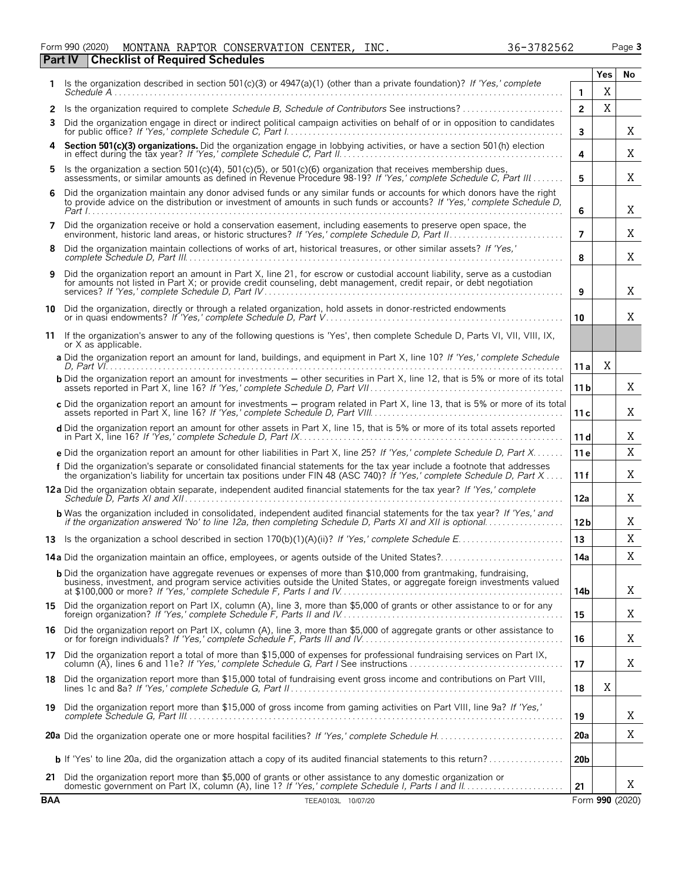Form 990 (2020) MONTANA RAPTOR CONSERVATION CENTER, INC. 36-3782562 Page 3

## Part IV Checklist of Required Schedules

| | | | Yes | No |
|---|---|---|---|---|
| 1 | Is the organization described in section 501(c)(3) or 4947(a)(1) (other than a private foundation)? *If 'Yes,' complete Schedule A* | 1 | X | |
| 2 | Is the organization required to complete *Schedule B, Schedule of Contributors* See instructions? | 2 | X | |
| 3 | Did the organization engage in direct or indirect political campaign activities on behalf of or in opposition to candidates for public office? *If 'Yes,' complete Schedule C, Part I* | 3 | | X |
| 4 | **Section 501(c)(3) organizations.** Did the organization engage in lobbying activities, or have a section 501(h) election in effect during the tax year? *If 'Yes,' complete Schedule C, Part II* | 4 | | X |
| 5 | Is the organization a section 501(c)(4), 501(c)(5), or 501(c)(6) organization that receives membership dues, assessments, or similar amounts as defined in Revenue Procedure 98-19? *If 'Yes,' complete Schedule C, Part III* | 5 | | X |
| 6 | Did the organization maintain any donor advised funds or any similar funds or accounts for which donors have the right to provide advice on the distribution or investment of amounts in such funds or accounts? *If 'Yes,' complete Schedule D, Part I* | 6 | | X |
| 7 | Did the organization receive or hold a conservation easement, including easements to preserve open space, the environment, historic land areas, or historic structures? *If 'Yes,' complete Schedule D, Part II* | 7 | | X |
| 8 | Did the organization maintain collections of works of art, historical treasures, or other similar assets? *If 'Yes,' complete Schedule D, Part III* | 8 | | X |
| 9 | Did the organization report an amount in Part X, line 21, for escrow or custodial account liability, serve as a custodian for amounts not listed in Part X; or provide credit counseling, debt management, credit repair, or debt negotiation services? *If 'Yes,' complete Schedule D, Part IV* | 9 | | X |
| 10 | Did the organization, directly or through a related organization, hold assets in donor-restricted endowments or in quasi endowments? *If 'Yes,' complete Schedule D, Part V* | 10 | | X |
| 11 | If the organization's answer to any of the following questions is 'Yes', then complete Schedule D, Parts VI, VII, VIII, IX, or X as applicable. | | | |
| | **a** Did the organization report an amount for land, buildings, and equipment in Part X, line 10? *If 'Yes,' complete Schedule D, Part VI* | 11a | X | |
| | **b** Did the organization report an amount for investments — other securities in Part X, line 12, that is 5% or more of its total assets reported in Part X, line 16? *If 'Yes,' complete Schedule D, Part VII* | 11b | | X |
| | **c** Did the organization report an amount for investments — program related in Part X, line 13, that is 5% or more of its total assets reported in Part X, line 16? *If 'Yes,' complete Schedule D, Part VIII* | 11c | | X |
| | **d** Did the organization report an amount for other assets in Part X, line 15, that is 5% or more of its total assets reported in Part X, line 16? *If 'Yes,' complete Schedule D, Part IX* | 11d | | X |
| | **e** Did the organization report an amount for other liabilities in Part X, line 25? *If 'Yes,' complete Schedule D, Part X* | 11e | | X |
| | **f** Did the organization's separate or consolidated financial statements for the tax year include a footnote that addresses the organization's liability for uncertain tax positions under FIN 48 (ASC 740)? *If 'Yes,' complete Schedule D, Part X* | 11f | | X |
| 12a | Did the organization obtain separate, independent audited financial statements for the tax year? *If 'Yes,' complete Schedule D, Parts XI and XII* | 12a | | X |
| | **b** Was the organization included in consolidated, independent audited financial statements for the tax year? *If 'Yes,' and if the organization answered 'No' to line 12a, then completing Schedule D, Parts XI and XII is optional* | 12b | | X |
| 13 | Is the organization a school described in section 170(b)(1)(A)(ii)? *If 'Yes,' complete Schedule E* | 13 | | X |
| 14a | Did the organization maintain an office, employees, or agents outside of the United States? | 14a | | X |
| | **b** Did the organization have aggregate revenues or expenses of more than $10,000 from grantmaking, fundraising, business, investment, and program service activities outside the United States, or aggregate foreign investments valued at $100,000 or more? *If 'Yes,' complete Schedule F, Parts I and IV* | 14b | | X |
| 15 | Did the organization report on Part IX, column (A), line 3, more than $5,000 of grants or other assistance to or for any foreign organization? *If 'Yes,' complete Schedule F, Parts II and IV* | 15 | | X |
| 16 | Did the organization report on Part IX, column (A), line 3, more than $5,000 of aggregate grants or other assistance to or for foreign individuals? *If 'Yes,' complete Schedule F, Parts III and IV* | 16 | | X |
| 17 | Did the organization report a total of more than $15,000 of expenses for professional fundraising services on Part IX, column (A), lines 6 and 11e? *If 'Yes,' complete Schedule G, Part I* See instructions | 17 | | X |
| 18 | Did the organization report more than $15,000 total of fundraising event gross income and contributions on Part VIII, lines 1c and 8a? *If 'Yes,' complete Schedule G, Part II* | 18 | X | |
| 19 | Did the organization report more than $15,000 of gross income from gaming activities on Part VIII, line 9a? *If 'Yes,' complete Schedule G, Part III* | 19 | | X |
| 20a | Did the organization operate one or more hospital facilities? *If 'Yes,' complete Schedule H* | 20a | | X |
| | **b** If 'Yes' to line 20a, did the organization attach a copy of its audited financial statements to this return? | 20b | | |
| 21 | Did the organization report more than $5,000 of grants or other assistance to any domestic organization or domestic government on Part IX, column (A), line 1? *If 'Yes,' complete Schedule I, Parts I and II* | 21 | | X |

BAA TEEA0103L 10/07/20 Form **990** (2020)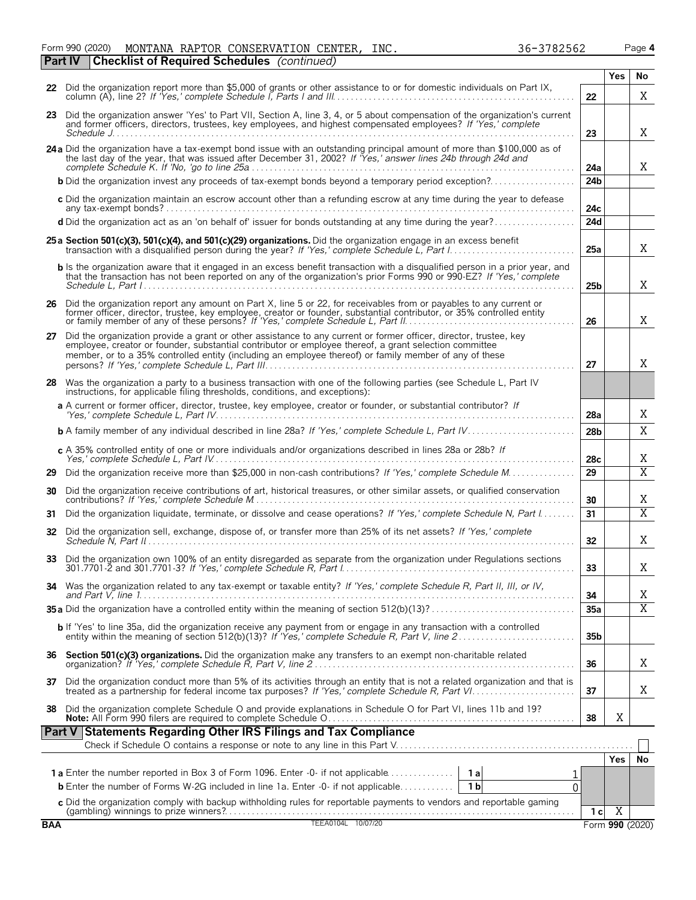Form 990 (2020) MONTANA RAPTOR CONSERVATION CENTER, INC. 36-3782562 Page **4**

**Part IV Checklist of Required Schedules** *(continued)*

| | | | Yes | No |
|---|---|---|---|---|
| **22** | Did the organization report more than $5,000 of grants or other assistance to or for domestic individuals on Part IX, column (A), line 2? *If 'Yes,' complete Schedule I, Parts I and III* | **22** | | X |
| **23** | Did the organization answer 'Yes' to Part VII, Section A, line 3, 4, or 5 about compensation of the organization's current and former officers, directors, trustees, key employees, and highest compensated employees? *If 'Yes,' complete Schedule J* | **23** | | X |
| **24a** | Did the organization have a tax-exempt bond issue with an outstanding principal amount of more than $100,000 as of the last day of the year, that was issued after December 31, 2002? *If 'Yes,' answer lines 24b through 24d and complete Schedule K. If 'No,' go to line 25a* | **24a** | | X |
| **b** | Did the organization invest any proceeds of tax-exempt bonds beyond a temporary period exception? | **24b** | | |
| **c** | Did the organization maintain an escrow account other than a refunding escrow at any time during the year to defease any tax-exempt bonds? | **24c** | | |
| **d** | Did the organization act as an 'on behalf of' issuer for bonds outstanding at any time during the year? | **24d** | | |
| **25a** | **Section 501(c)(3), 501(c)(4), and 501(c)(29) organizations.** Did the organization engage in an excess benefit transaction with a disqualified person during the year? *If 'Yes,' complete Schedule L, Part I* | **25a** | | X |
| **b** | Is the organization aware that it engaged in an excess benefit transaction with a disqualified person in a prior year, and that the transaction has not been reported on any of the organization's prior Forms 990 or 990-EZ? *If 'Yes,' complete Schedule L, Part I* | **25b** | | X |
| **26** | Did the organization report any amount on Part X, line 5 or 22, for receivables from or payables to any current or former officer, director, trustee, key employee, creator or founder, substantial contributor, or 35% controlled entity or family member of any of these persons? *If 'Yes,' complete Schedule L, Part II* | **26** | | X |
| **27** | Did the organization provide a grant or other assistance to any current or former officer, director, trustee, key employee, creator or founder, substantial contributor or employee thereof, a grant selection committee member, or to a 35% controlled entity (including an employee thereof) or family member of any of these persons? *If 'Yes,' complete Schedule L, Part III* | **27** | | X |
| **28** | Was the organization a party to a business transaction with one of the following parties (see Schedule L, Part IV instructions, for applicable filing thresholds, conditions, and exceptions): | | | |
| **a** | A current or former officer, director, trustee, key employee, creator or founder, or substantial contributor? *If 'Yes,' complete Schedule L, Part IV* | **28a** | | X |
| **b** | A family member of any individual described in line 28a? *If 'Yes,' complete Schedule L, Part IV* | **28b** | | X |
| **c** | A 35% controlled entity of one or more individuals and/or organizations described in lines 28a or 28b? *If Yes,' complete Schedule L, Part IV* | **28c** | | X |
| **29** | Did the organization receive more than $25,000 in non-cash contributions? *If 'Yes,' complete Schedule M* | **29** | | X |
| **30** | Did the organization receive contributions of art, historical treasures, or other similar assets, or qualified conservation contributions? *If 'Yes,' complete Schedule M* | **30** | | X |
| **31** | Did the organization liquidate, terminate, or dissolve and cease operations? *If 'Yes,' complete Schedule N, Part I* | **31** | | X |
| **32** | Did the organization sell, exchange, dispose of, or transfer more than 25% of its net assets? *If 'Yes,' complete Schedule N, Part II* | **32** | | X |
| **33** | Did the organization own 100% of an entity disregarded as separate from the organization under Regulations sections 301.7701-2 and 301.7701-3? *If 'Yes,' complete Schedule R, Part I* | **33** | | X |
| **34** | Was the organization related to any tax-exempt or taxable entity? *If 'Yes,' complete Schedule R, Part II, III, or IV, and Part V, line 1* | **34** | | X |
| **35a** | Did the organization have a controlled entity within the meaning of section 512(b)(13)? | **35a** | | X |
| **b** | If 'Yes' to line 35a, did the organization receive any payment from or engage in any transaction with a controlled entity within the meaning of section 512(b)(13)? *If 'Yes,' complete Schedule R, Part V, line 2* | **35b** | | |
| **36** | **Section 501(c)(3) organizations.** Did the organization make any transfers to an exempt non-charitable related organization? *If 'Yes,' complete Schedule R, Part V, line 2* | **36** | | X |
| **37** | Did the organization conduct more than 5% of its activities through an entity that is not a related organization and that is treated as a partnership for federal income tax purposes? *If 'Yes,' complete Schedule R, Part VI* | **37** | | X |
| **38** | Did the organization complete Schedule O and provide explanations in Schedule O for Part VI, lines 11b and 19? **Note:** All Form 990 filers are required to complete Schedule O | **38** | X | |

**Part V Statements Regarding Other IRS Filings and Tax Compliance**

Check if Schedule O contains a response or note to any line in this Part V ☐

| | | | | | Yes | No |
|---|---|---|---|---|---|---|
| **1a** | Enter the number reported in Box 3 of Form 1096. Enter -0- if not applicable | **1a** | 1 | | | |
| **b** | Enter the number of Forms W-2G included in line 1a. Enter -0- if not applicable | **1b** | 0 | | | |
| **c** | Did the organization comply with backup withholding rules for reportable payments to vendors and reportable gaming (gambling) winnings to prize winners? | | | **1c** | X | |

BAA TEEA0104L 10/07/20 Form **990** (2020)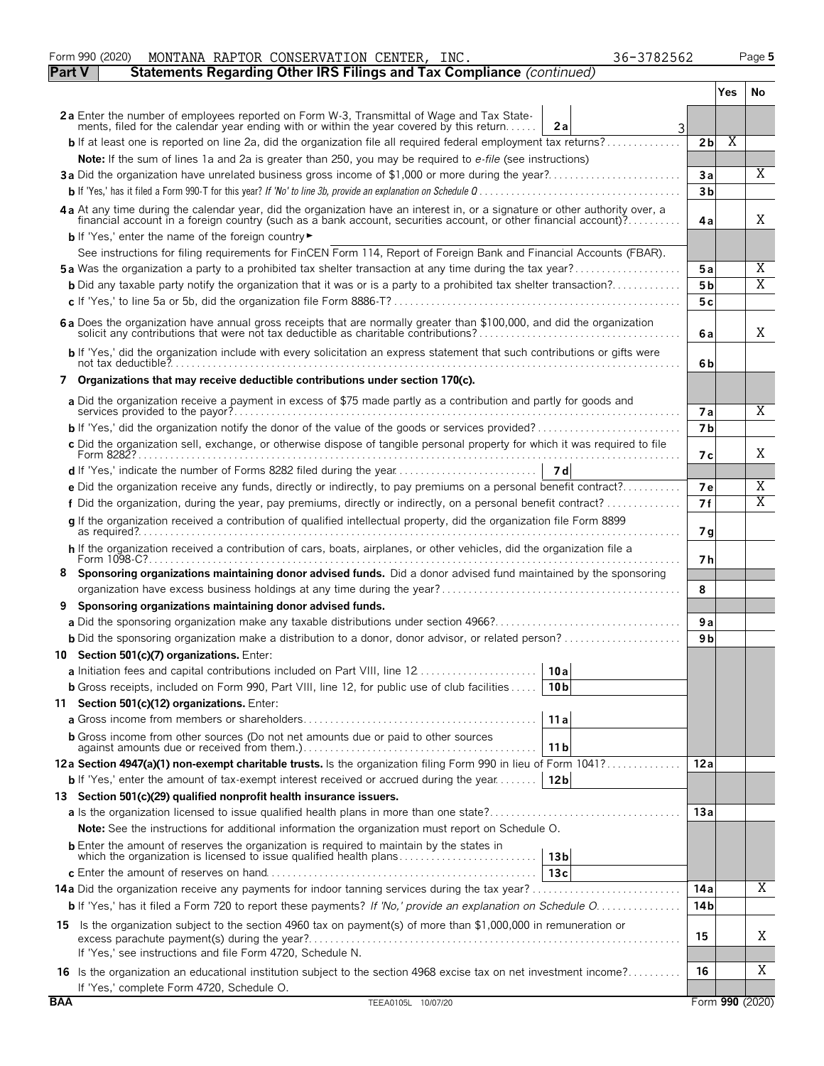Form 990 (2020) MONTANA RAPTOR CONSERVATION CENTER, INC. 36-3782562 Page 5

## Part V Statements Regarding Other IRS Filings and Tax Compliance *(continued)*

| | | | Yes | No |
|---|---|---|---|---|
| **2a** | Enter the number of employees reported on Form W-3, Transmittal of Wage and Tax Statements, filed for the calendar year ending with or within the year covered by this return . . . . . . **2a** 3 | | | |
| **b** | If at least one is reported on line 2a, did the organization file all required federal employment tax returns? | 2b | X | |
| | **Note:** If the sum of lines 1a and 2a is greater than 250, you may be required to *e-file* (see instructions) | | | |
| **3a** | Did the organization have unrelated business gross income of $1,000 or more during the year? | 3a | | X |
| **b** | If 'Yes,' has it filed a Form 990-T for this year? *If 'No' to line 3b, provide an explanation on Schedule O* | 3b | | |
| **4a** | At any time during the calendar year, did the organization have an interest in, or a signature or other authority over, a financial account in a foreign country (such as a bank account, securities account, or other financial account)? | 4a | | X |
| **b** | If 'Yes,' enter the name of the foreign country ► | | | |
| | See instructions for filing requirements for FinCEN Form 114, Report of Foreign Bank and Financial Accounts (FBAR). | | | |
| **5a** | Was the organization a party to a prohibited tax shelter transaction at any time during the tax year? | 5a | | X |
| **b** | Did any taxable party notify the organization that it was or is a party to a prohibited tax shelter transaction? | 5b | | X |
| **c** | If 'Yes,' to line 5a or 5b, did the organization file Form 8886-T? | 5c | | |
| **6a** | Does the organization have annual gross receipts that are normally greater than $100,000, and did the organization solicit any contributions that were not tax deductible as charitable contributions? | 6a | | X |
| **b** | If 'Yes,' did the organization include with every solicitation an express statement that such contributions or gifts were not tax deductible? | 6b | | |
| **7** | **Organizations that may receive deductible contributions under section 170(c).** | | | |
| **a** | Did the organization receive a payment in excess of $75 made partly as a contribution and partly for goods and services provided to the payor? | 7a | | X |
| **b** | If 'Yes,' did the organization notify the donor of the value of the goods or services provided? | 7b | | |
| **c** | Did the organization sell, exchange, or otherwise dispose of tangible personal property for which it was required to file Form 8282? | 7c | | X |
| **d** | If 'Yes,' indicate the number of Forms 8282 filed during the year . . . . . . **7d** | | | |
| **e** | Did the organization receive any funds, directly or indirectly, to pay premiums on a personal benefit contract? | 7e | | X |
| **f** | Did the organization, during the year, pay premiums, directly or indirectly, on a personal benefit contract? | 7f | | X |
| **g** | If the organization received a contribution of qualified intellectual property, did the organization file Form 8899 as required? | 7g | | |
| **h** | If the organization received a contribution of cars, boats, airplanes, or other vehicles, did the organization file a Form 1098-C? | 7h | | |
| **8** | **Sponsoring organizations maintaining donor advised funds.** Did a donor advised fund maintained by the sponsoring organization have excess business holdings at any time during the year? | 8 | | |
| **9** | **Sponsoring organizations maintaining donor advised funds.** | | | |
| **a** | Did the sponsoring organization make any taxable distributions under section 4966? | 9a | | |
| **b** | Did the sponsoring organization make a distribution to a donor, donor advisor, or related person? | 9b | | |
| **10** | **Section 501(c)(7) organizations.** Enter: | | | |
| **a** | Initiation fees and capital contributions included on Part VIII, line 12 . . . . . . **10a** | | | |
| **b** | Gross receipts, included on Form 990, Part VIII, line 12, for public use of club facilities . . . . . **10b** | | | |
| **11** | **Section 501(c)(12) organizations.** Enter: | | | |
| **a** | Gross income from members or shareholders . . . . . . **11a** | | | |
| **b** | Gross income from other sources (Do not net amounts due or paid to other sources against amounts due or received from them.) . . . . . . **11b** | | | |
| **12a** | **Section 4947(a)(1) non-exempt charitable trusts.** Is the organization filing Form 990 in lieu of Form 1041? | 12a | | |
| **b** | If 'Yes,' enter the amount of tax-exempt interest received or accrued during the year . . . . . . **12b** | | | |
| **13** | **Section 501(c)(29) qualified nonprofit health insurance issuers.** | | | |
| **a** | Is the organization licensed to issue qualified health plans in more than one state? | 13a | | |
| | **Note:** See the instructions for additional information the organization must report on Schedule O. | | | |
| **b** | Enter the amount of reserves the organization is required to maintain by the states in which the organization is licensed to issue qualified health plans . . . . . . **13b** | | | |
| **c** | Enter the amount of reserves on hand . . . . . . **13c** | | | |
| **14a** | Did the organization receive any payments for indoor tanning services during the tax year? | 14a | | X |
| **b** | If 'Yes,' has it filed a Form 720 to report these payments? *If 'No,' provide an explanation on Schedule O* | 14b | | |
| **15** | Is the organization subject to the section 4960 tax on payment(s) of more than $1,000,000 in remuneration or excess parachute payment(s) during the year? If 'Yes,' see instructions and file Form 4720, Schedule N. | 15 | | X |
| **16** | Is the organization an educational institution subject to the section 4968 excise tax on net investment income? If 'Yes,' complete Form 4720, Schedule O. | 16 | | X |

BAA TEEA0105L 10/07/20 Form **990** (2020)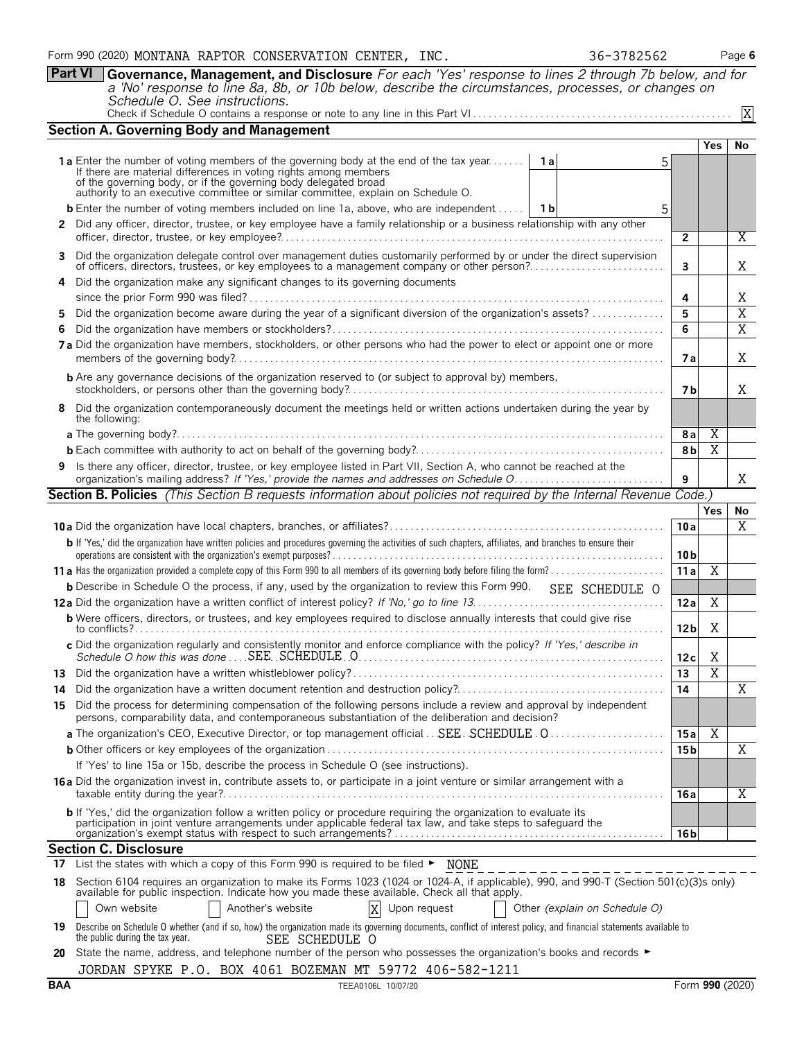Form 990 (2020) MONTANA RAPTOR CONSERVATION CENTER, INC. 36-3782562 Page 6

**Part VI Governance, Management, and Disclosure** *For each 'Yes' response to lines 2 through 7b below, and for a 'No' response to line 8a, 8b, or 10b below, describe the circumstances, processes, or changes on Schedule O. See instructions.*

Check if Schedule O contains a response or note to any line in this Part VI ..... X

### Section A. Governing Body and Management

| | | | Yes | No |
|---|---|---|---|---|
| **1a** Enter the number of voting members of the governing body at the end of the tax year. If there are material differences in voting rights among members of the governing body, or if the governing body delegated broad authority to an executive committee or similar committee, explain on Schedule O. | 1a 5 | | | |
| **b** Enter the number of voting members included on line 1a, above, who are independent | 1b 5 | | | |
| **2** Did any officer, director, trustee, or key employee have a family relationship or a business relationship with any other officer, director, trustee, or key employee? | | 2 | | X |
| **3** Did the organization delegate control over management duties customarily performed by or under the direct supervision of officers, directors, trustees, or key employees to a management company or other person? | | 3 | | X |
| **4** Did the organization make any significant changes to its governing documents since the prior Form 990 was filed? | | 4 | | X |
| **5** Did the organization become aware during the year of a significant diversion of the organization's assets? | | 5 | | X |
| **6** Did the organization have members or stockholders? | | 6 | | X |
| **7a** Did the organization have members, stockholders, or other persons who had the power to elect or appoint one or more members of the governing body? | | 7a | | X |
| **b** Are any governance decisions of the organization reserved to (or subject to approval by) members, stockholders, or persons other than the governing body? | | 7b | | X |
| **8** Did the organization contemporaneously document the meetings held or written actions undertaken during the year by the following: | | | | |
| **a** The governing body? | | 8a | X | |
| **b** Each committee with authority to act on behalf of the governing body? | | 8b | X | |
| **9** Is there any officer, director, trustee, or key employee listed in Part VII, Section A, who cannot be reached at the organization's mailing address? *If 'Yes,' provide the names and addresses on Schedule O* | | 9 | | X |

### Section B. Policies *(This Section B requests information about policies not required by the Internal Revenue Code.)*

| | | Yes | No |
|---|---|---|---|
| **10a** Did the organization have local chapters, branches, or affiliates? | 10a | | X |
| **b** If 'Yes,' did the organization have written policies and procedures governing the activities of such chapters, affiliates, and branches to ensure their operations are consistent with the organization's exempt purposes? | 10b | | |
| **11a** Has the organization provided a complete copy of this Form 990 to all members of its governing body before filing the form? | 11a | X | |
| **b** Describe in Schedule O the process, if any, used by the organization to review this Form 990. SEE SCHEDULE O | | | |
| **12a** Did the organization have a written conflict of interest policy? *If 'No,' go to line 13* | 12a | X | |
| **b** Were officers, directors, or trustees, and key employees required to disclose annually interests that could give rise to conflicts? | 12b | X | |
| **c** Did the organization regularly and consistently monitor and enforce compliance with the policy? *If 'Yes,' describe in Schedule O how this was done* SEE SCHEDULE O | 12c | X | |
| **13** Did the organization have a written whistleblower policy? | 13 | X | |
| **14** Did the organization have a written document retention and destruction policy? | 14 | | X |
| **15** Did the process for determining compensation of the following persons include a review and approval by independent persons, comparability data, and contemporaneous substantiation of the deliberation and decision? | | | |
| **a** The organization's CEO, Executive Director, or top management official SEE SCHEDULE O | 15a | X | |
| **b** Other officers or key employees of the organization | 15b | | X |
| If 'Yes' to line 15a or 15b, describe the process in Schedule O (see instructions). | | | |
| **16a** Did the organization invest in, contribute assets to, or participate in a joint venture or similar arrangement with a taxable entity during the year? | 16a | | X |
| **b** If 'Yes,' did the organization follow a written policy or procedure requiring the organization to evaluate its participation in joint venture arrangements under applicable federal tax law, and take steps to safeguard the organization's exempt status with respect to such arrangements? | 16b | | |

### Section C. Disclosure

**17** List the states with which a copy of this Form 990 is required to be filed ► NONE

**18** Section 6104 requires an organization to make its Forms 1023 (1024 or 1024-A, if applicable), 990, and 990-T (Section 501(c)(3)s only) available for public inspection. Indicate how you made these available. Check all that apply.

☐ Own website ☐ Another's website ☒ Upon request ☐ Other *(explain on Schedule O)*

**19** Describe on Schedule O whether (and if so, how) the organization made its governing documents, conflict of interest policy, and financial statements available to the public during the tax year. SEE SCHEDULE O

**20** State the name, address, and telephone number of the person who possesses the organization's books and records ►

JORDAN SPYKE P.O. BOX 4061 BOZEMAN MT 59772 406-582-1211

BAA TEEA0106L 10/07/20 Form **990** (2020)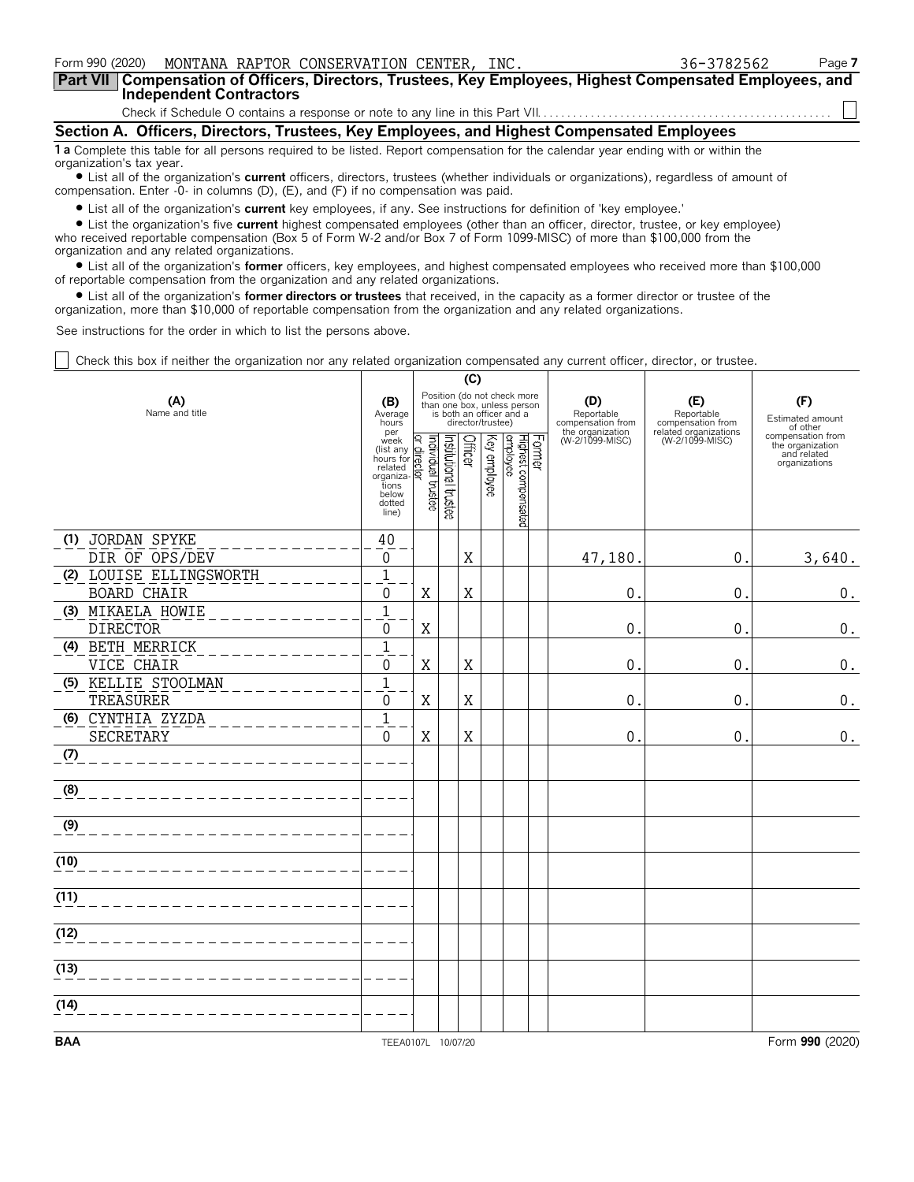Form 990 (2020) MONTANA RAPTOR CONSERVATION CENTER, INC. 36-3782562 Page 7

**Part VII Compensation of Officers, Directors, Trustees, Key Employees, Highest Compensated Employees, and Independent Contractors**

Check if Schedule O contains a response or note to any line in this Part VII. ☐

## Section A. Officers, Directors, Trustees, Key Employees, and Highest Compensated Employees

**1 a** Complete this table for all persons required to be listed. Report compensation for the calendar year ending with or within the organization's tax year.

- List all of the organization's **current** officers, directors, trustees (whether individuals or organizations), regardless of amount of compensation. Enter -0- in columns (D), (E), and (F) if no compensation was paid.
- List all of the organization's **current** key employees, if any. See instructions for definition of 'key employee.'
- List the organization's five **current** highest compensated employees (other than an officer, director, trustee, or key employee) who received reportable compensation (Box 5 of Form W-2 and/or Box 7 of Form 1099-MISC) of more than $100,000 from the organization and any related organizations.
- List all of the organization's **former** officers, key employees, and highest compensated employees who received more than $100,000 of reportable compensation from the organization and any related organizations.
- List all of the organization's **former directors or trustees** that received, in the capacity as a former director or trustee of the organization, more than $10,000 of reportable compensation from the organization and any related organizations.

See instructions for the order in which to list the persons above.

☐ Check this box if neither the organization nor any related organization compensated any current officer, director, or trustee.

| (A) Name and title | (B) Average hours per week (list any hours for related organizations below dotted line) | (C) Individual trustee or director | Institutional trustee | Officer | Key employee | Highest compensated employee | Former | (D) Reportable compensation from the organization (W-2/1099-MISC) | (E) Reportable compensation from related organizations (W-2/1099-MISC) | (F) Estimated amount of other compensation from the organization and related organizations |
|---|---|---|---|---|---|---|---|---|---|---|
| (1) JORDAN SPYKE<br>DIR OF OPS/DEV | 40<br>0 | | | X | | | | 47,180. | 0. | 3,640. |
| (2) LOUISE ELLINGSWORTH<br>BOARD CHAIR | 1<br>0 | X | | X | | | | 0. | 0. | 0. |
| (3) MIKAELA HOWIE<br>DIRECTOR | 1<br>0 | X | | | | | | 0. | 0. | 0. |
| (4) BETH MERRICK<br>VICE CHAIR | 1<br>0 | X | | X | | | | 0. | 0. | 0. |
| (5) KELLIE STOOLMAN<br>TREASURER | 1<br>0 | X | | X | | | | 0. | 0. | 0. |
| (6) CYNTHIA ZYZDA<br>SECRETARY | 1<br>0 | X | | X | | | | 0. | 0. | 0. |
| (7) | | | | | | | | | | |
| (8) | | | | | | | | | | |
| (9) | | | | | | | | | | |
| (10) | | | | | | | | | | |
| (11) | | | | | | | | | | |
| (12) | | | | | | | | | | |
| (13) | | | | | | | | | | |
| (14) | | | | | | | | | | |

BAA TEEA0107L 10/07/20 Form **990** (2020)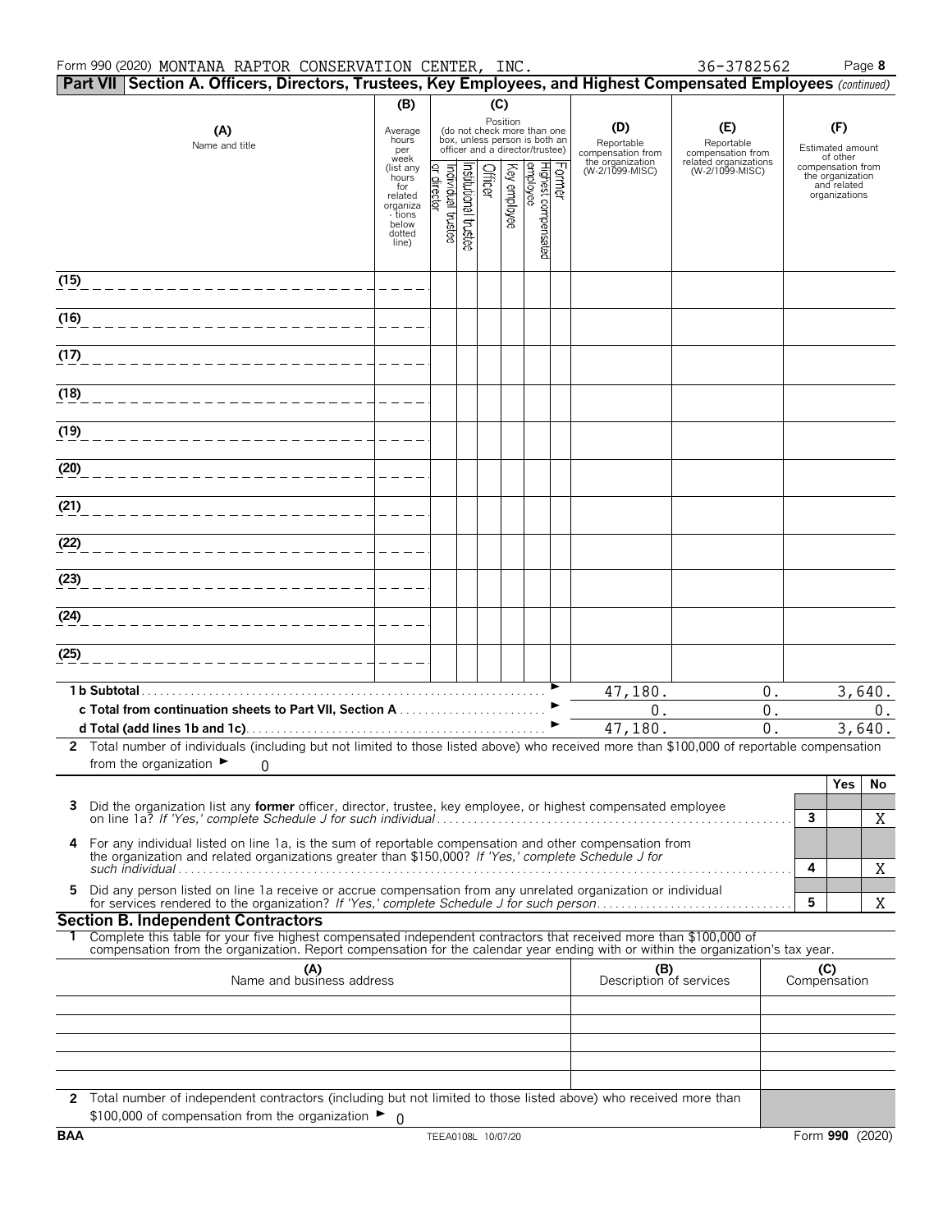Form 990 (2020) MONTANA RAPTOR CONSERVATION CENTER, INC. 36-3782562

**Part VII Section A. Officers, Directors, Trustees, Key Employees, and Highest Compensated Employees** *(continued)*

| (A) Name and title | (B) Average hours per week (list any hours for related organizations below dotted line) | (C) Position (do not check more than one box, unless person is both an officer and a director/trustee): Individual trustee or director | Institutional trustee | Officer | Key employee | Highest compensated employee | Former | (D) Reportable compensation from the organization (W-2/1099-MISC) | (E) Reportable compensation from related organizations (W-2/1099-MISC) | (F) Estimated amount of other compensation from the organization and related organizations |
|---|---|---|---|---|---|---|---|---|---|---|
| (15) | | | | | | | | | | |
| (16) | | | | | | | | | | |
| (17) | | | | | | | | | | |
| (18) | | | | | | | | | | |
| (19) | | | | | | | | | | |
| (20) | | | | | | | | | | |
| (21) | | | | | | | | | | |
| (22) | | | | | | | | | | |
| (23) | | | | | | | | | | |
| (24) | | | | | | | | | | |
| (25) | | | | | | | | | | |
| **1 b Subtotal** | | | | | | | | 47,180. | 0. | 3,640. |
| **c Total from continuation sheets to Part VII, Section A** | | | | | | | | 0. | 0. | 0. |
| **d Total (add lines 1b and 1c)** | | | | | | | | 47,180. | 0. | 3,640. |

**2** Total number of individuals (including but not limited to those listed above) who received more than $100,000 of reportable compensation from the organization ► 0

| | | Yes | No |
|---|---|---|---|
| **3** Did the organization list any **former** officer, director, trustee, key employee, or highest compensated employee on line 1a? *If 'Yes,' complete Schedule J for such individual* | 3 | | X |
| **4** For any individual listed on line 1a, is the sum of reportable compensation and other compensation from the organization and related organizations greater than $150,000? *If 'Yes,' complete Schedule J for such individual* | 4 | | X |
| **5** Did any person listed on line 1a receive or accrue compensation from any unrelated organization or individual for services rendered to the organization? *If 'Yes,' complete Schedule J for such person* | 5 | | X |

## Section B. Independent Contractors

**1** Complete this table for your five highest compensated independent contractors that received more than $100,000 of compensation from the organization. Report compensation for the calendar year ending with or within the organization's tax year.

| (A) Name and business address | (B) Description of services | (C) Compensation |
|---|---|---|
| | | |
| | | |
| | | |
| | | |
| | | |

**2** Total number of independent contractors (including but not limited to those listed above) who received more than $100,000 of compensation from the organization ► 0

BAA TEEA0108L 10/07/20 Form **990** (2020)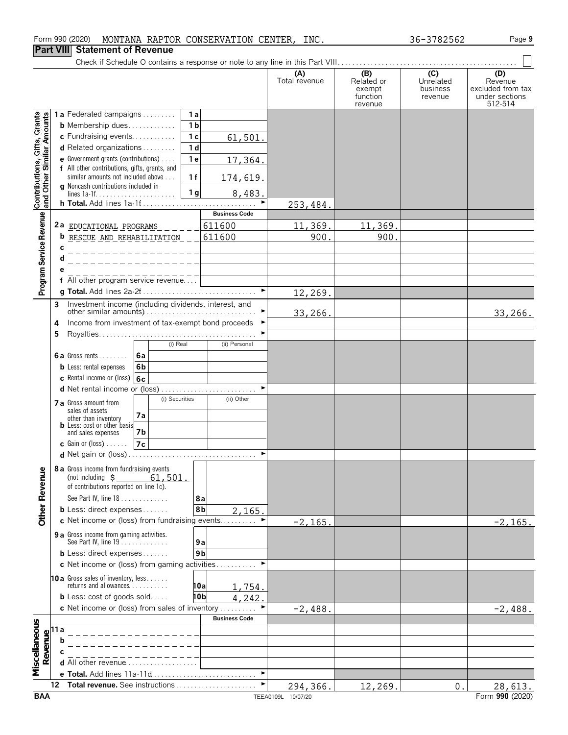Form 990 (2020) MONTANA RAPTOR CONSERVATION CENTER, INC. 36-3782562

## Part VIII Statement of Revenue

Check if Schedule O contains a response or note to any line in this Part VIII. ☐

| | | | (A) Total revenue | (B) Related or exempt function revenue | (C) Unrelated business revenue | (D) Revenue excluded from tax under sections 512-514 |
|---|---|---|---|---|---|---|
| **Contributions, Gifts, Grants and Other Similar Amounts** | 1a Federated campaigns | 1a | | | | |
| | b Membership dues | 1b | | | | |
| | c Fundraising events | 1c 61,501. | | | | |
| | d Related organizations | 1d | | | | |
| | e Government grants (contributions) | 1e 17,364. | | | | |
| | f All other contributions, gifts, grants, and similar amounts not included above | 1f 174,619. | | | | |
| | g Noncash contributions included in lines 1a-1f | 1g 8,483. | | | | |
| | h **Total.** Add lines 1a-1f | | 253,484. | | | |
| **Program Service Revenue** | | **Business Code** | | | | |
| | 2a EDUCATIONAL PROGRAMS | 611600 | 11,369. | 11,369. | | |
| | b RESCUE AND REHABILITATION | 611600 | 900. | 900. | | |
| | c | | | | | |
| | d | | | | | |
| | e | | | | | |
| | f All other program service revenue | | | | | |
| | g **Total.** Add lines 2a-2f | | 12,269. | | | |
| **Other Revenue** | 3 Investment income (including dividends, interest, and other similar amounts) | | 33,266. | | | 33,266. |
| | 4 Income from investment of tax-exempt bond proceeds | | | | | |
| | 5 Royalties | | | | | |
| | 6a Gross rents: 6a (i) Real / (ii) Personal | | | | | |
| | b Less: rental expenses: 6b | | | | | |
| | c Rental income or (loss): 6c | | | | | |
| | d Net rental income or (loss) | | | | | |
| | 7a Gross amount from sales of assets other than inventory: 7a (i) Securities / (ii) Other | | | | | |
| | b Less: cost or other basis and sales expenses: 7b | | | | | |
| | c Gain or (loss): 7c | | | | | |
| | d Net gain or (loss) | | | | | |
| | 8a Gross income from fundraising events (not including $ 61,501. of contributions reported on line 1c). See Part IV, line 18 | 8a | | | | |
| | b Less: direct expenses | 8b 2,165. | | | | |
| | c Net income or (loss) from fundraising events | | -2,165. | | | -2,165. |
| | 9a Gross income from gaming activities. See Part IV, line 19 | 9a | | | | |
| | b Less: direct expenses | 9b | | | | |
| | c Net income or (loss) from gaming activities | | | | | |
| | 10a Gross sales of inventory, less returns and allowances | 10a 1,754. | | | | |
| | b Less: cost of goods sold | 10b 4,242. | | | | |
| | c Net income or (loss) from sales of inventory | | -2,488. | | | -2,488. |
| **Miscellaneous Revenue** | | **Business Code** | | | | |
| | 11a | | | | | |
| | b | | | | | |
| | c | | | | | |
| | d All other revenue | | | | | |
| | e **Total.** Add lines 11a-11d | | | | | |
| | 12 **Total revenue.** See instructions | | 294,366. | 12,269. | 0. | 28,613. |

BAA TEEA0109L 10/07/20 Form **990** (2020)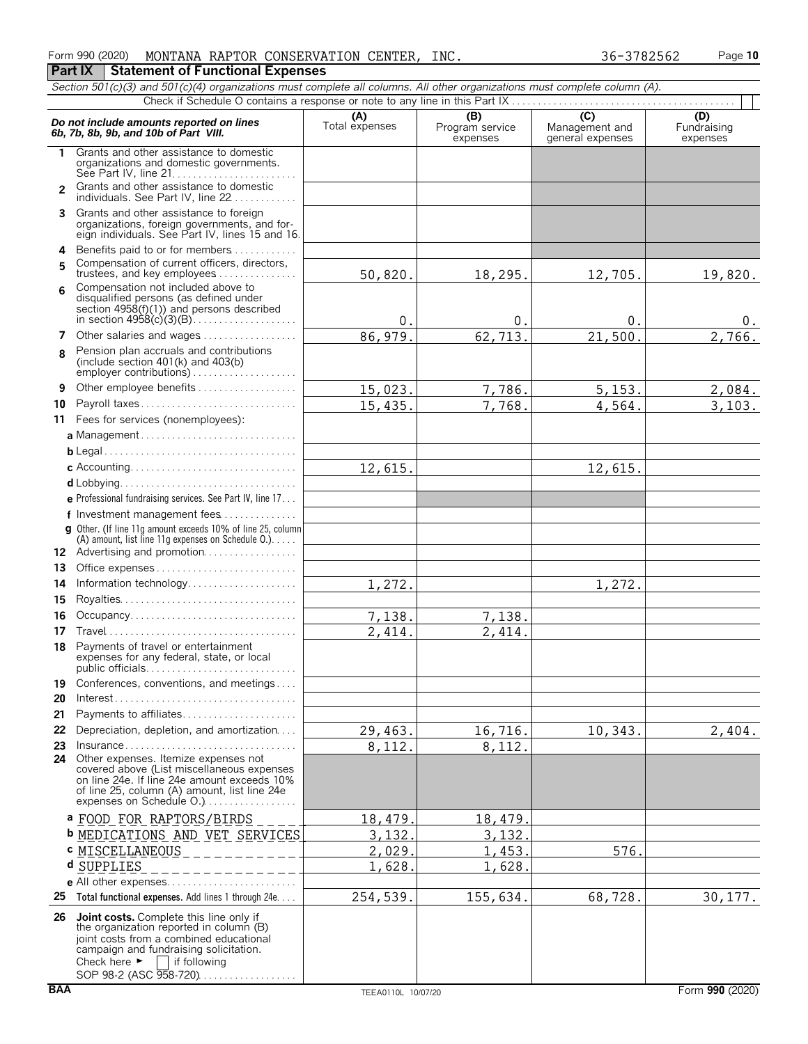Form 990 (2020) MONTANA RAPTOR CONSERVATION CENTER, INC. 36-3782562

## Part IX Statement of Functional Expenses

*Section 501(c)(3) and 501(c)(4) organizations must complete all columns. All other organizations must complete column (A).*

Check if Schedule O contains a response or note to any line in this Part IX

| *Do not include amounts reported on lines 6b, 7b, 8b, 9b, and 10b of Part VIII.* | (A) Total expenses | (B) Program service expenses | (C) Management and general expenses | (D) Fundraising expenses |
|---|---|---|---|---|
| **1** Grants and other assistance to domestic organizations and domestic governments. See Part IV, line 21 | | | | |
| **2** Grants and other assistance to domestic individuals. See Part IV, line 22 | | | | |
| **3** Grants and other assistance to foreign organizations, foreign governments, and foreign individuals. See Part IV, lines 15 and 16 | | | | |
| **4** Benefits paid to or for members | | | | |
| **5** Compensation of current officers, directors, trustees, and key employees | 50,820. | 18,295. | 12,705. | 19,820. |
| **6** Compensation not included above to disqualified persons (as defined under section 4958(f)(1)) and persons described in section 4958(c)(3)(B) | 0. | 0. | 0. | 0. |
| **7** Other salaries and wages | 86,979. | 62,713. | 21,500. | 2,766. |
| **8** Pension plan accruals and contributions (include section 401(k) and 403(b) employer contributions) | | | | |
| **9** Other employee benefits | 15,023. | 7,786. | 5,153. | 2,084. |
| **10** Payroll taxes | 15,435. | 7,768. | 4,564. | 3,103. |
| **11** Fees for services (nonemployees): | | | | |
| **a** Management | | | | |
| **b** Legal | | | | |
| **c** Accounting | 12,615. | | 12,615. | |
| **d** Lobbying | | | | |
| **e** Professional fundraising services. See Part IV, line 17 | | | | |
| **f** Investment management fees | | | | |
| **g** Other. (If line 11g amount exceeds 10% of line 25, column (A) amount, list line 11g expenses on Schedule O.) | | | | |
| **12** Advertising and promotion | | | | |
| **13** Office expenses | | | | |
| **14** Information technology | 1,272. | | 1,272. | |
| **15** Royalties | | | | |
| **16** Occupancy | 7,138. | 7,138. | | |
| **17** Travel | 2,414. | 2,414. | | |
| **18** Payments of travel or entertainment expenses for any federal, state, or local public officials | | | | |
| **19** Conferences, conventions, and meetings | | | | |
| **20** Interest | | | | |
| **21** Payments to affiliates | | | | |
| **22** Depreciation, depletion, and amortization | 29,463. | 16,716. | 10,343. | 2,404. |
| **23** Insurance | 8,112. | 8,112. | | |
| **24** Other expenses. Itemize expenses not covered above (List miscellaneous expenses on line 24e. If line 24e amount exceeds 10% of line 25, column (A) amount, list line 24e expenses on Schedule O.) | | | | |
| **a** FOOD FOR RAPTORS/BIRDS | 18,479. | 18,479. | | |
| **b** MEDICATIONS AND VET SERVICES | 3,132. | 3,132. | | |
| **c** MISCELLANEOUS | 2,029. | 1,453. | 576. | |
| **d** SUPPLIES | 1,628. | 1,628. | | |
| **e** All other expenses | | | | |
| **25** **Total functional expenses.** Add lines 1 through 24e | 254,539. | 155,634. | 68,728. | 30,177. |
| **26** **Joint costs.** Complete this line only if the organization reported in column (B) joint costs from a combined educational campaign and fundraising solicitation. Check here ► ☐ if following SOP 98-2 (ASC 958-720) | | | | |

BAA TEEA0110L 10/07/20 Form **990** (2020)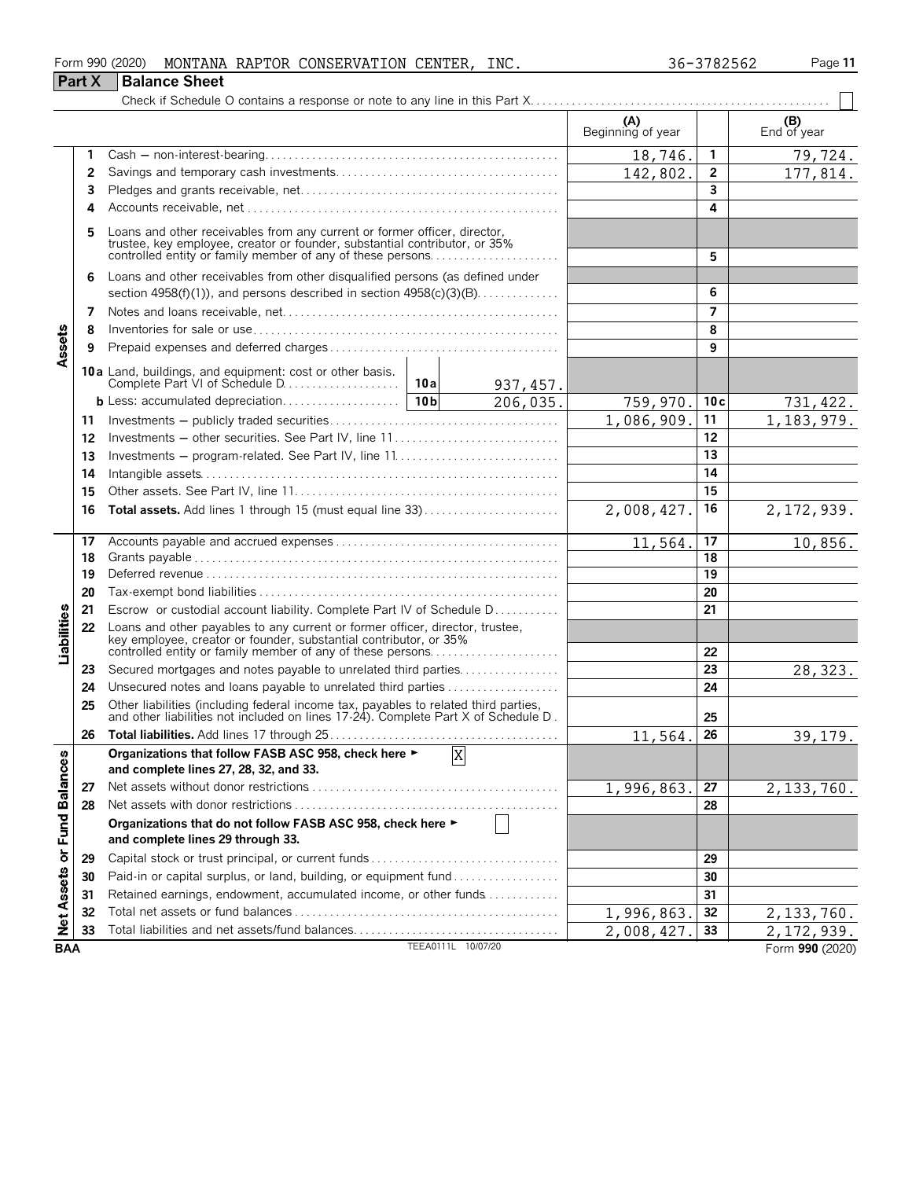Form 990 (2020) MONTANA RAPTOR CONSERVATION CENTER, INC. 36-3782562

## Part X Balance Sheet

Check if Schedule O contains a response or note to any line in this Part X. ☐

| Section | Line | Description | (A) Beginning of year | Line | (B) End of year |
|---|---|---|---|---|---|
| Assets | 1 | Cash — non-interest-bearing | 18,746. | 1 | 79,724. |
| | 2 | Savings and temporary cash investments | 142,802. | 2 | 177,814. |
| | 3 | Pledges and grants receivable, net | | 3 | |
| | 4 | Accounts receivable, net | | 4 | |
| | 5 | Loans and other receivables from any current or former officer, director, trustee, key employee, creator or founder, substantial contributor, or 35% controlled entity or family member of any of these persons | | 5 | |
| | 6 | Loans and other receivables from other disqualified persons (as defined under section 4958(f)(1)), and persons described in section 4958(c)(3)(B) | | 6 | |
| | 7 | Notes and loans receivable, net | | 7 | |
| | 8 | Inventories for sale or use | | 8 | |
| | 9 | Prepaid expenses and deferred charges | | 9 | |
| | 10a | Land, buildings, and equipment: cost or other basis. Complete Part VI of Schedule D — 10a: 937,457. | | | |
| | b | Less: accumulated depreciation — 10b: 206,035. | 759,970. | 10c | 731,422. |
| | 11 | Investments — publicly traded securities | 1,086,909. | 11 | 1,183,979. |
| | 12 | Investments — other securities. See Part IV, line 11 | | 12 | |
| | 13 | Investments — program-related. See Part IV, line 11 | | 13 | |
| | 14 | Intangible assets | | 14 | |
| | 15 | Other assets. See Part IV, line 11 | | 15 | |
| | 16 | **Total assets.** Add lines 1 through 15 (must equal line 33) | 2,008,427. | 16 | 2,172,939. |
| Liabilities | 17 | Accounts payable and accrued expenses | 11,564. | 17 | 10,856. |
| | 18 | Grants payable | | 18 | |
| | 19 | Deferred revenue | | 19 | |
| | 20 | Tax-exempt bond liabilities | | 20 | |
| | 21 | Escrow or custodial account liability. Complete Part IV of Schedule D | | 21 | |
| | 22 | Loans and other payables to any current or former officer, director, trustee, key employee, creator or founder, substantial contributor, or 35% controlled entity or family member of any of these persons | | 22 | |
| | 23 | Secured mortgages and notes payable to unrelated third parties | | 23 | 28,323. |
| | 24 | Unsecured notes and loans payable to unrelated third parties | | 24 | |
| | 25 | Other liabilities (including federal income tax, payables to related third parties, and other liabilities not included on lines 17-24). Complete Part X of Schedule D | | 25 | |
| | 26 | **Total liabilities.** Add lines 17 through 25 | 11,564. | 26 | 39,179. |
| Net Assets or Fund Balances | | **Organizations that follow FASB ASC 958, check here ► [X] and complete lines 27, 28, 32, and 33.** | | | |
| | 27 | Net assets without donor restrictions | 1,996,863. | 27 | 2,133,760. |
| | 28 | Net assets with donor restrictions | | 28 | |
| | | **Organizations that do not follow FASB ASC 958, check here ► [ ] and complete lines 29 through 33.** | | | |
| | 29 | Capital stock or trust principal, or current funds | | 29 | |
| | 30 | Paid-in or capital surplus, or land, building, or equipment fund | | 30 | |
| | 31 | Retained earnings, endowment, accumulated income, or other funds | | 31 | |
| | 32 | Total net assets or fund balances | 1,996,863. | 32 | 2,133,760. |
| | 33 | Total liabilities and net assets/fund balances | 2,008,427. | 33 | 2,172,939. |

BAA TEEA0111L 10/07/20 Form **990** (2020)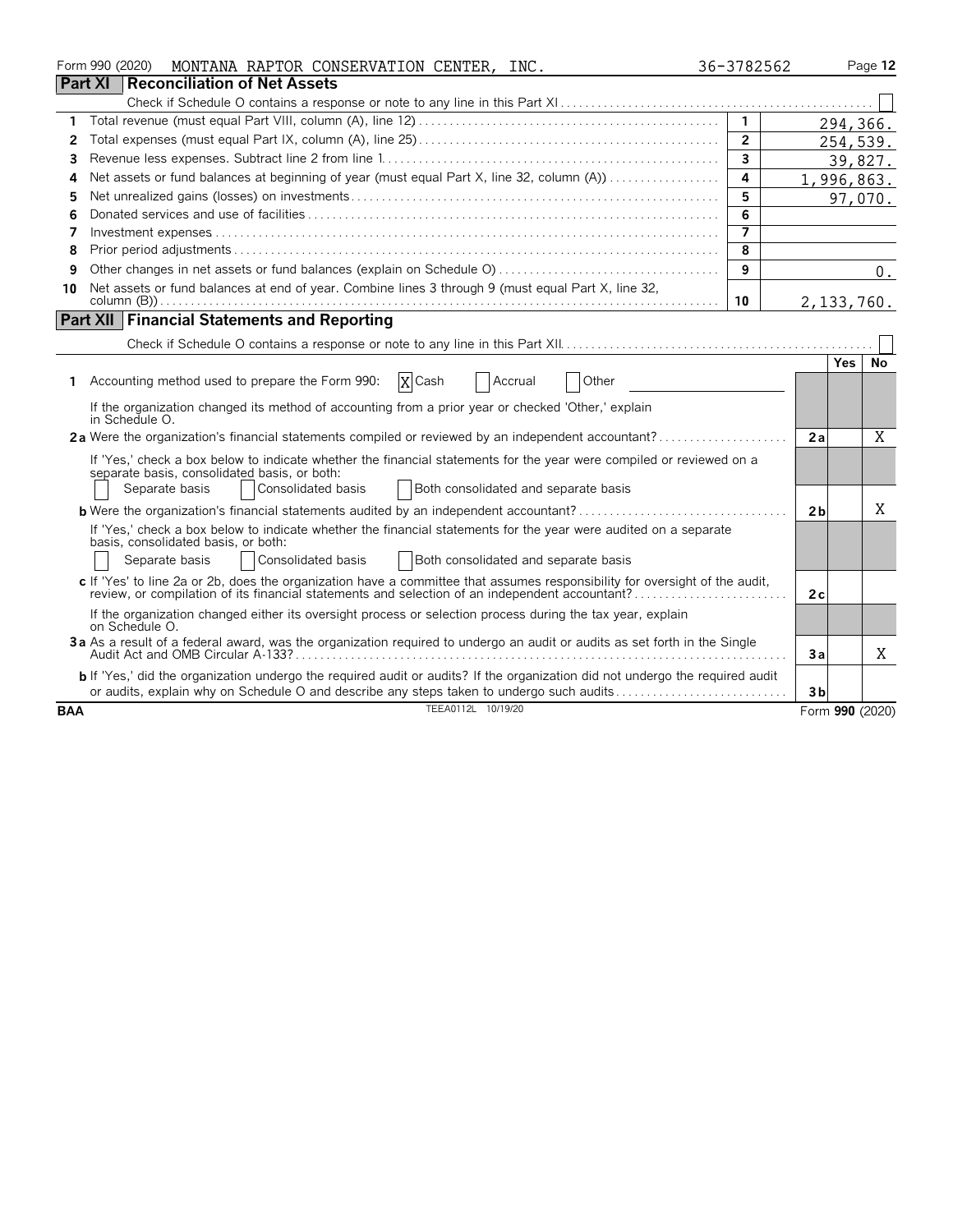Form 990 (2020) MONTANA RAPTOR CONSERVATION CENTER, INC. 36-3782562

## Part XI Reconciliation of Net Assets

Check if Schedule O contains a response or note to any line in this Part XI ☐

| | | | |
|---|---|---|---|
| 1 | Total revenue (must equal Part VIII, column (A), line 12) | 1 | 294,366. |
| 2 | Total expenses (must equal Part IX, column (A), line 25) | 2 | 254,539. |
| 3 | Revenue less expenses. Subtract line 2 from line 1 | 3 | 39,827. |
| 4 | Net assets or fund balances at beginning of year (must equal Part X, line 32, column (A)) | 4 | 1,996,863. |
| 5 | Net unrealized gains (losses) on investments | 5 | 97,070. |
| 6 | Donated services and use of facilities | 6 | |
| 7 | Investment expenses | 7 | |
| 8 | Prior period adjustments | 8 | |
| 9 | Other changes in net assets or fund balances (explain on Schedule O) | 9 | 0. |
| 10 | Net assets or fund balances at end of year. Combine lines 3 through 9 (must equal Part X, line 32, column (B)) | 10 | 2,133,760. |

## Part XII Financial Statements and Reporting

Check if Schedule O contains a response or note to any line in this Part XII ☐

| | | | Yes | No |
|---|---|---|---|---|
| 1 | Accounting method used to prepare the Form 990: ☒ Cash ☐ Accrual ☐ Other<br>If the organization changed its method of accounting from a prior year or checked 'Other,' explain in Schedule O. | | | |
| 2a | Were the organization's financial statements compiled or reviewed by an independent accountant?<br>If 'Yes,' check a box below to indicate whether the financial statements for the year were compiled or reviewed on a separate basis, consolidated basis, or both:<br>☐ Separate basis ☐ Consolidated basis ☐ Both consolidated and separate basis | 2a | | X |
| b | Were the organization's financial statements audited by an independent accountant?<br>If 'Yes,' check a box below to indicate whether the financial statements for the year were audited on a separate basis, consolidated basis, or both:<br>☐ Separate basis ☐ Consolidated basis ☐ Both consolidated and separate basis | 2b | | X |
| c | If 'Yes' to line 2a or 2b, does the organization have a committee that assumes responsibility for oversight of the audit, review, or compilation of its financial statements and selection of an independent accountant?<br>If the organization changed either its oversight process or selection process during the tax year, explain on Schedule O. | 2c | | |
| 3a | As a result of a federal award, was the organization required to undergo an audit or audits as set forth in the Single Audit Act and OMB Circular A-133? | 3a | | X |
| b | If 'Yes,' did the organization undergo the required audit or audits? If the organization did not undergo the required audit or audits, explain why on Schedule O and describe any steps taken to undergo such audits | 3b | | |

BAA TEEA0112L 10/19/20 Form 990 (2020)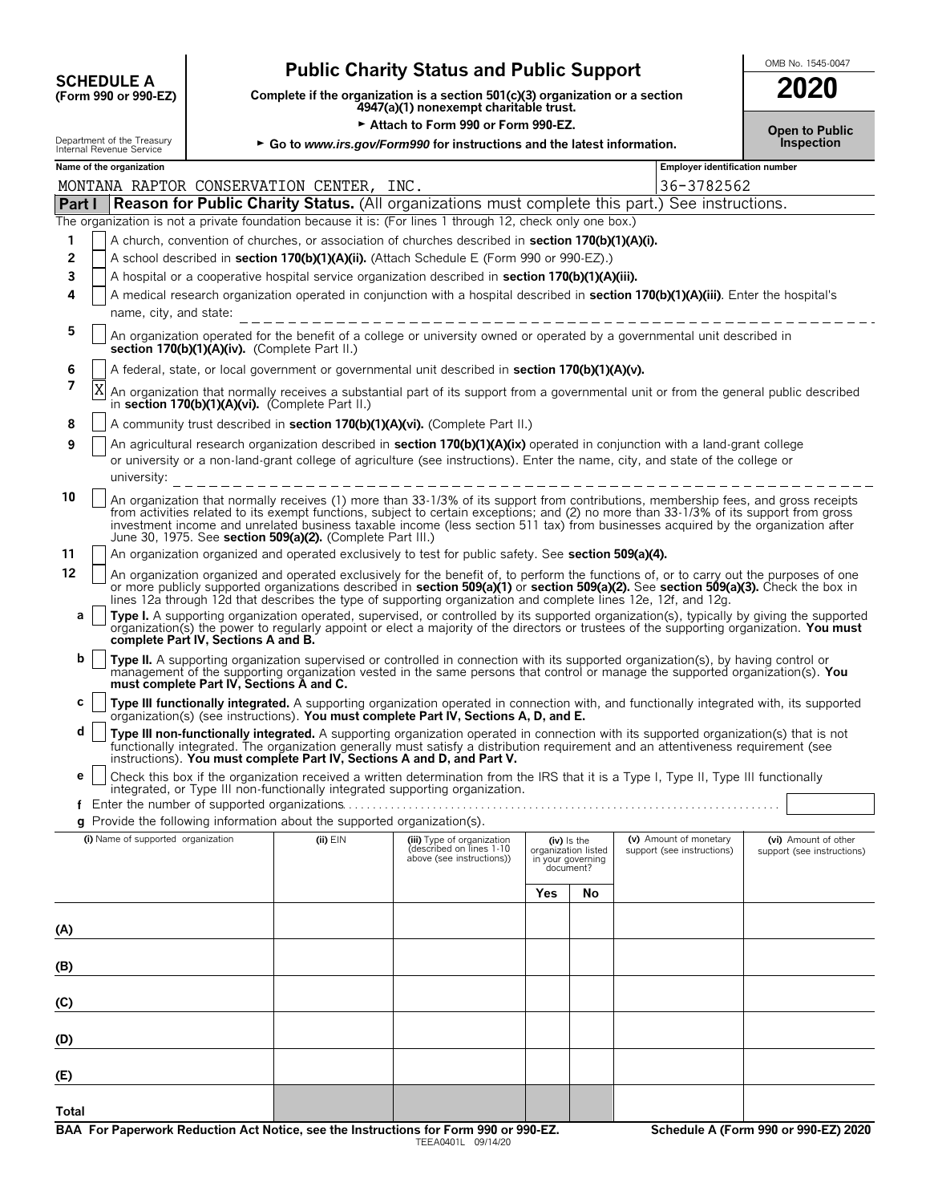**SCHEDULE A**
**(Form 990 or 990-EZ)**

Department of the Treasury
Internal Revenue Service

# Public Charity Status and Public Support

**Complete if the organization is a section 501(c)(3) organization or a section 4947(a)(1) nonexempt charitable trust.**

► **Attach to Form 990 or Form 990-EZ.**

► **Go to** ***www.irs.gov/Form990*** **for instructions and the latest information.**

OMB No. 1545-0047

**2020**

**Open to Public Inspection**

**Name of the organization**
MONTANA RAPTOR CONSERVATION CENTER, INC.

**Employer identification number**
36-3782562

**Part I** **Reason for Public Charity Status.** (All organizations must complete this part.) See instructions.

The organization is not a private foundation because it is: (For lines 1 through 12, check only one box.)

1 [ ] A church, convention of churches, or association of churches described in **section 170(b)(1)(A)(i).**

2 [ ] A school described in **section 170(b)(1)(A)(ii).** (Attach Schedule E (Form 990 or 990-EZ).)

3 [ ] A hospital or a cooperative hospital service organization described in **section 170(b)(1)(A)(iii).**

4 [ ] A medical research organization operated in conjunction with a hospital described in **section 170(b)(1)(A)(iii)**. Enter the hospital's name, city, and state:

5 [ ] An organization operated for the benefit of a college or university owned or operated by a governmental unit described in **section 170(b)(1)(A)(iv).** (Complete Part II.)

6 [ ] A federal, state, or local government or governmental unit described in **section 170(b)(1)(A)(v).**

7 [X] An organization that normally receives a substantial part of its support from a governmental unit or from the general public described in **section 170(b)(1)(A)(vi).** (Complete Part II.)

8 [ ] A community trust described in **section 170(b)(1)(A)(vi).** (Complete Part II.)

9 [ ] An agricultural research organization described in **section 170(b)(1)(A)(ix)** operated in conjunction with a land-grant college or university or a non-land-grant college of agriculture (see instructions). Enter the name, city, and state of the college or university:

10 [ ] An organization that normally receives (1) more than 33-1/3% of its support from contributions, membership fees, and gross receipts from activities related to its exempt functions, subject to certain exceptions; and (2) no more than 33-1/3% of its support from gross investment income and unrelated business taxable income (less section 511 tax) from businesses acquired by the organization after June 30, 1975. See **section 509(a)(2).** (Complete Part III.)

11 [ ] An organization organized and operated exclusively to test for public safety. See **section 509(a)(4).**

12 [ ] An organization organized and operated exclusively for the benefit of, to perform the functions of, or to carry out the purposes of one or more publicly supported organizations described in **section 509(a)(1)** or **section 509(a)(2).** See **section 509(a)(3).** Check the box in lines 12a through 12d that describes the type of supporting organization and complete lines 12e, 12f, and 12g.

**a** [ ] **Type I.** A supporting organization operated, supervised, or controlled by its supported organization(s), typically by giving the supported organization(s) the power to regularly appoint or elect a majority of the directors or trustees of the supporting organization. **You must complete Part IV, Sections A and B.**

**b** [ ] **Type II.** A supporting organization supervised or controlled in connection with its supported organization(s), by having control or management of the supporting organization vested in the same persons that control or manage the supported organization(s). **You must complete Part IV, Sections A and C.**

**c** [ ] **Type III functionally integrated.** A supporting organization operated in connection with, and functionally integrated with, its supported organization(s) (see instructions). **You must complete Part IV, Sections A, D, and E.**

**d** [ ] **Type III non-functionally integrated.** A supporting organization operated in connection with its supported organization(s) that is not functionally integrated. The organization generally must satisfy a distribution requirement and an attentiveness requirement (see instructions). **You must complete Part IV, Sections A and D, and Part V.**

**e** [ ] Check this box if the organization received a written determination from the IRS that it is a Type I, Type II, Type III functionally integrated, or Type III non-functionally integrated supporting organization.

**f** Enter the number of supported organizations

**g** Provide the following information about the supported organization(s).

| (i) Name of supported organization | (ii) EIN | (iii) Type of organization (described on lines 1-10 above (see instructions)) | (iv) Is the organization listed in your governing document? | | (v) Amount of monetary support (see instructions) | (vi) Amount of other support (see instructions) |
|---|---|---|---|---|---|---|
| | | | Yes | No | | |
| (A) | | | | | | |
| (B) | | | | | | |
| (C) | | | | | | |
| (D) | | | | | | |
| (E) | | | | | | |
| Total | | | | | | |

**BAA For Paperwork Reduction Act Notice, see the Instructions for Form 990 or 990-EZ.** TEEA0401L 09/14/20 **Schedule A (Form 990 or 990-EZ) 2020**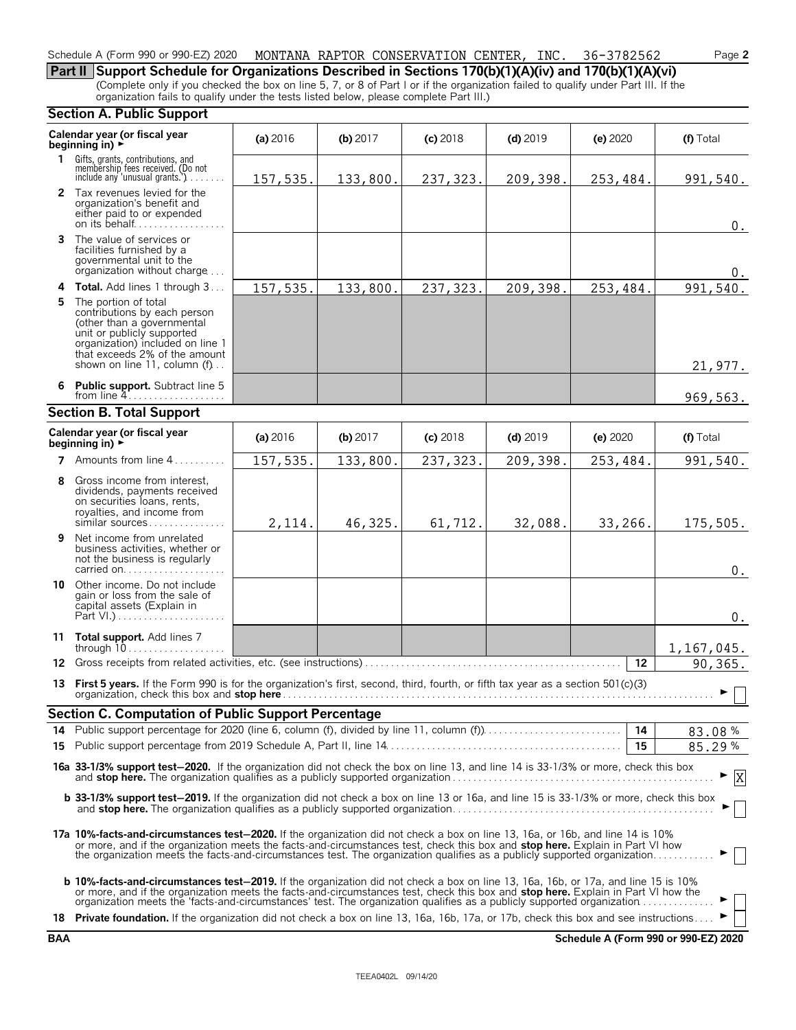Schedule A (Form 990 or 990-EZ) 2020 MONTANA RAPTOR CONSERVATION CENTER, INC. 36-3782562 Page **2**

## Part II Support Schedule for Organizations Described in Sections 170(b)(1)(A)(iv) and 170(b)(1)(A)(vi)

(Complete only if you checked the box on line 5, 7, or 8 of Part I or if the organization failed to qualify under Part III. If the organization fails to qualify under the tests listed below, please complete Part III.)

### Section A. Public Support

| Calendar year (or fiscal year beginning in) ► | (a) 2016 | (b) 2017 | (c) 2018 | (d) 2019 | (e) 2020 | (f) Total |
|---|---|---|---|---|---|---|
| **1** Gifts, grants, contributions, and membership fees received. (Do not include any 'unusual grants.') | 157,535. | 133,800. | 237,323. | 209,398. | 253,484. | 991,540. |
| **2** Tax revenues levied for the organization's benefit and either paid to or expended on its behalf | | | | | | 0. |
| **3** The value of services or facilities furnished by a governmental unit to the organization without charge | | | | | | 0. |
| **4 Total.** Add lines 1 through 3 | 157,535. | 133,800. | 237,323. | 209,398. | 253,484. | 991,540. |
| **5** The portion of total contributions by each person (other than a governmental unit or publicly supported organization) included on line 1 that exceeds 2% of the amount shown on line 11, column (f) | | | | | | 21,977. |
| **6 Public support.** Subtract line 5 from line 4 | | | | | | 969,563. |

### Section B. Total Support

| Calendar year (or fiscal year beginning in) ► | (a) 2016 | (b) 2017 | (c) 2018 | (d) 2019 | (e) 2020 | (f) Total |
|---|---|---|---|---|---|---|
| **7** Amounts from line 4 | 157,535. | 133,800. | 237,323. | 209,398. | 253,484. | 991,540. |
| **8** Gross income from interest, dividends, payments received on securities loans, rents, royalties, and income from similar sources | 2,114. | 46,325. | 61,712. | 32,088. | 33,266. | 175,505. |
| **9** Net income from unrelated business activities, whether or not the business is regularly carried on | | | | | | 0. |
| **10** Other income. Do not include gain or loss from the sale of capital assets (Explain in Part VI.) | | | | | | 0. |
| **11 Total support.** Add lines 7 through 10 | | | | | | 1,167,045. |

**12** Gross receipts from related activities, etc. (see instructions) — **12** — 90,365.

**13 First 5 years.** If the Form 990 is for the organization's first, second, third, fourth, or fifth tax year as a section 501(c)(3) organization, check this box and **stop here** ► ☐

### Section C. Computation of Public Support Percentage

**14** Public support percentage for 2020 (line 6, column (f), divided by line 11, column (f)) — **14** — 83.08 %

**15** Public support percentage from 2019 Schedule A, Part II, line 14 — **15** — 85.29 %

**16a 33-1/3% support test—2020.** If the organization did not check the box on line 13, and line 14 is 33-1/3% or more, check this box and **stop here.** The organization qualifies as a publicly supported organization ► ☒

**b 33-1/3% support test—2019.** If the organization did not check a box on line 13 or 16a, and line 15 is 33-1/3% or more, check this box and **stop here.** The organization qualifies as a publicly supported organization ► ☐

**17a 10%-facts-and-circumstances test—2020.** If the organization did not check a box on line 13, 16a, or 16b, and line 14 is 10% or more, and if the organization meets the facts-and-circumstances test, check this box and **stop here.** Explain in Part VI how the organization meets the facts-and-circumstances test. The organization qualifies as a publicly supported organization ► ☐

**b 10%-facts-and-circumstances test—2019.** If the organization did not check a box on line 13, 16a, 16b, or 17a, and line 15 is 10% or more, and if the organization meets the facts-and-circumstances test, check this box and **stop here.** Explain in Part VI how the organization meets the 'facts-and-circumstances' test. The organization qualifies as a publicly supported organization ► ☐

**18 Private foundation.** If the organization did not check a box on line 13, 16a, 16b, 17a, or 17b, check this box and see instructions ► ☐

**BAA** **Schedule A (Form 990 or 990-EZ) 2020**

TEEA0402L 09/14/20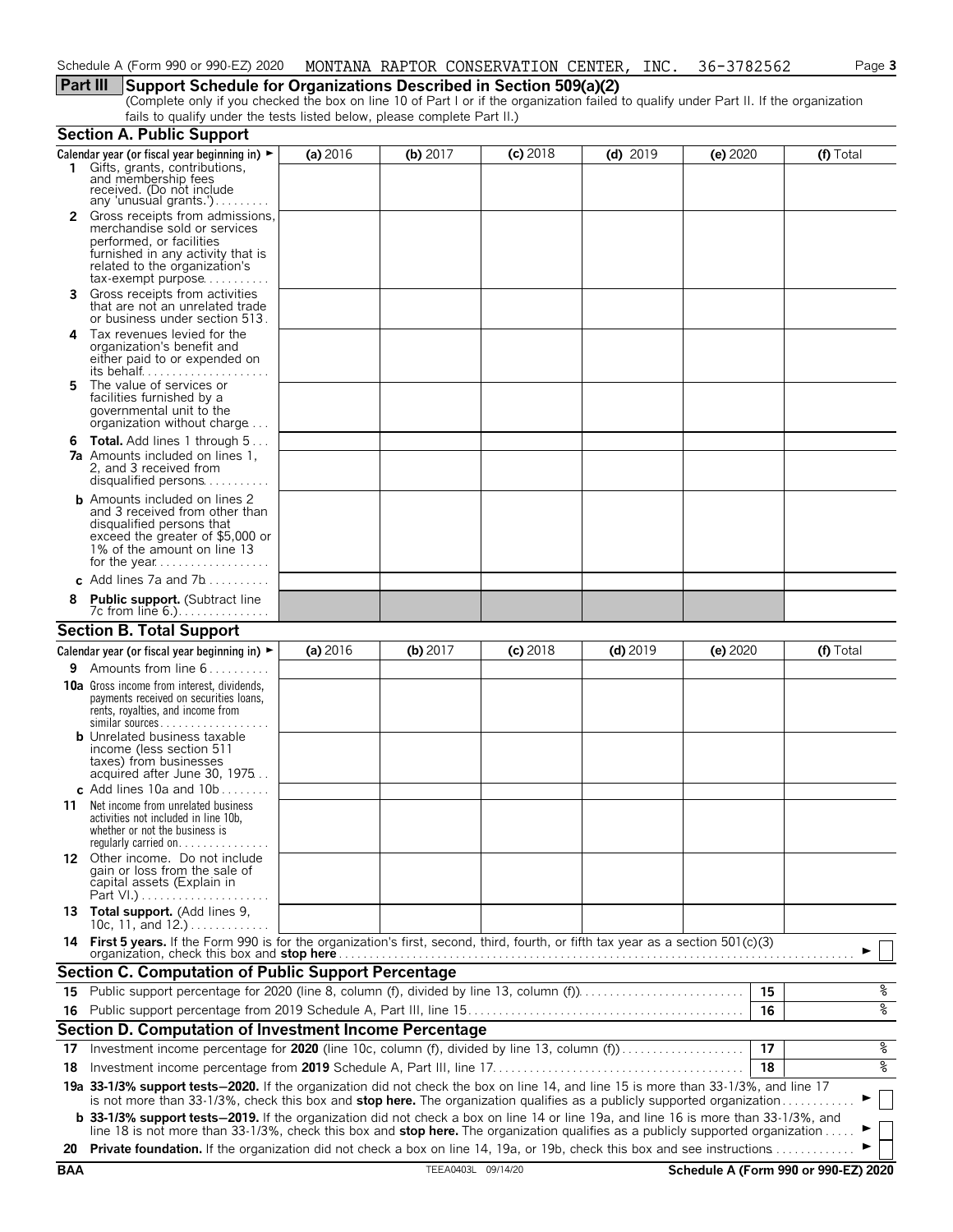Schedule A (Form 990 or 990-EZ) 2020 MONTANA RAPTOR CONSERVATION CENTER, INC. 36-3782562

## Part III Support Schedule for Organizations Described in Section 509(a)(2)

(Complete only if you checked the box on line 10 of Part I or if the organization failed to qualify under Part II. If the organization fails to qualify under the tests listed below, please complete Part II.)

### Section A. Public Support

| Calendar year (or fiscal year beginning in) ► | (a) 2016 | (b) 2017 | (c) 2018 | (d) 2019 | (e) 2020 | (f) Total |
|---|---|---|---|---|---|---|
| **1** Gifts, grants, contributions, and membership fees received. (Do not include any 'unusual grants.') | | | | | | |
| **2** Gross receipts from admissions, merchandise sold or services performed, or facilities furnished in any activity that is related to the organization's tax-exempt purpose | | | | | | |
| **3** Gross receipts from activities that are not an unrelated trade or business under section 513 | | | | | | |
| **4** Tax revenues levied for the organization's benefit and either paid to or expended on its behalf | | | | | | |
| **5** The value of services or facilities furnished by a governmental unit to the organization without charge | | | | | | |
| **6 Total.** Add lines 1 through 5 | | | | | | |
| **7a** Amounts included on lines 1, 2, and 3 received from disqualified persons | | | | | | |
| **b** Amounts included on lines 2 and 3 received from other than disqualified persons that exceed the greater of $5,000 or 1% of the amount on line 13 for the year | | | | | | |
| **c** Add lines 7a and 7b | | | | | | |
| **8 Public support.** (Subtract line 7c from line 6.) | | | | | | |

### Section B. Total Support

| Calendar year (or fiscal year beginning in) ► | (a) 2016 | (b) 2017 | (c) 2018 | (d) 2019 | (e) 2020 | (f) Total |
|---|---|---|---|---|---|---|
| **9** Amounts from line 6 | | | | | | |
| **10a** Gross income from interest, dividends, payments received on securities loans, rents, royalties, and income from similar sources | | | | | | |
| **b** Unrelated business taxable income (less section 511 taxes) from businesses acquired after June 30, 1975 | | | | | | |
| **c** Add lines 10a and 10b | | | | | | |
| **11** Net income from unrelated business activities not included in line 10b, whether or not the business is regularly carried on | | | | | | |
| **12** Other income. Do not include gain or loss from the sale of capital assets (Explain in Part VI.) | | | | | | |
| **13 Total support.** (Add lines 9, 10c, 11, and 12.) | | | | | | |

**14 First 5 years.** If the Form 990 is for the organization's first, second, third, fourth, or fifth tax year as a section 501(c)(3) organization, check this box and **stop here** ► ☐

### Section C. Computation of Public Support Percentage

| | | | |
|---|---|---|---|
| **15** | Public support percentage for 2020 (line 8, column (f), divided by line 13, column (f)) | 15 | % |
| **16** | Public support percentage from 2019 Schedule A, Part III, line 15 | 16 | % |

### Section D. Computation of Investment Income Percentage

| | | | |
|---|---|---|---|
| **17** | Investment income percentage for **2020** (line 10c, column (f), divided by line 13, column (f)) | 17 | % |
| **18** | Investment income percentage from **2019** Schedule A, Part III, line 17 | 18 | % |

**19a 33-1/3% support tests—2020.** If the organization did not check the box on line 14, and line 15 is more than 33-1/3%, and line 17 is not more than 33-1/3%, check this box and **stop here.** The organization qualifies as a publicly supported organization ► ☐

**b 33-1/3% support tests—2019.** If the organization did not check a box on line 14 or line 19a, and line 16 is more than 33-1/3%, and line 18 is not more than 33-1/3%, check this box and **stop here.** The organization qualifies as a publicly supported organization ► ☐

**20 Private foundation.** If the organization did not check a box on line 14, 19a, or 19b, check this box and see instructions ► ☐

BAA TEEA0403L 09/14/20 Schedule A (Form 990 or 990-EZ) 2020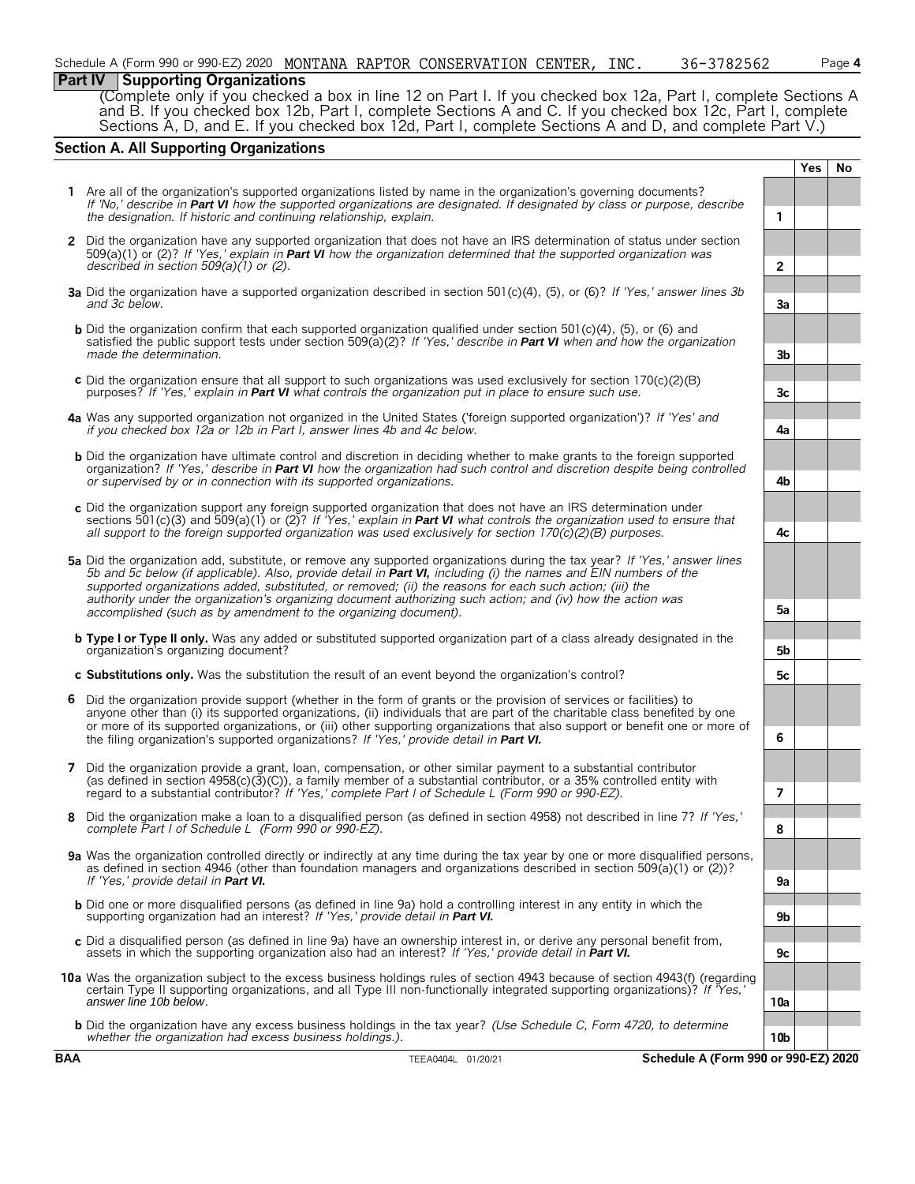Schedule A (Form 990 or 990-EZ) 2020 MONTANA RAPTOR CONSERVATION CENTER, INC. 36-3782562 Page **4**

## Part IV Supporting Organizations

(Complete only if you checked a box in line 12 on Part I. If you checked box 12a, Part I, complete Sections A and B. If you checked box 12b, Part I, complete Sections A and C. If you checked box 12c, Part I, complete Sections A, D, and E. If you checked box 12d, Part I, complete Sections A and D, and complete Part V.)

### Section A. All Supporting Organizations

| | | | Yes | No |
|---|---|---|---|---|
| **1** | Are all of the organization's supported organizations listed by name in the organization's governing documents? *If 'No,' describe in **Part VI** how the supported organizations are designated. If designated by class or purpose, describe the designation. If historic and continuing relationship, explain.* | 1 | | |
| **2** | Did the organization have any supported organization that does not have an IRS determination of status under section 509(a)(1) or (2)? *If 'Yes,' explain in **Part VI** how the organization determined that the supported organization was described in section 509(a)(1) or (2).* | 2 | | |
| **3a** | Did the organization have a supported organization described in section 501(c)(4), (5), or (6)? *If 'Yes,' answer lines 3b and 3c below.* | 3a | | |
| **b** | Did the organization confirm that each supported organization qualified under section 501(c)(4), (5), or (6) and satisfied the public support tests under section 509(a)(2)? *If 'Yes,' describe in **Part VI** when and how the organization made the determination.* | 3b | | |
| **c** | Did the organization ensure that all support to such organizations was used exclusively for section 170(c)(2)(B) purposes? *If 'Yes,' explain in **Part VI** what controls the organization put in place to ensure such use.* | 3c | | |
| **4a** | Was any supported organization not organized in the United States ('foreign supported organization')? *If 'Yes' and if you checked box 12a or 12b in Part I, answer lines 4b and 4c below.* | 4a | | |
| **b** | Did the organization have ultimate control and discretion in deciding whether to make grants to the foreign supported organization? *If 'Yes,' describe in **Part VI** how the organization had such control and discretion despite being controlled or supervised by or in connection with its supported organizations.* | 4b | | |
| **c** | Did the organization support any foreign supported organization that does not have an IRS determination under sections 501(c)(3) and 509(a)(1) or (2)? *If 'Yes,' explain in **Part VI** what controls the organization used to ensure that all support to the foreign supported organization was used exclusively for section 170(c)(2)(B) purposes.* | 4c | | |
| **5a** | Did the organization add, substitute, or remove any supported organizations during the tax year? *If 'Yes,' answer lines 5b and 5c below (if applicable). Also, provide detail in **Part VI,** including (i) the names and EIN numbers of the supported organizations added, substituted, or removed; (ii) the reasons for each such action; (iii) the authority under the organization's organizing document authorizing such action; and (iv) how the action was accomplished (such as by amendment to the organizing document).* | 5a | | |
| **b** | **Type I or Type II only.** Was any added or substituted supported organization part of a class already designated in the organization's organizing document? | 5b | | |
| **c** | **Substitutions only.** Was the substitution the result of an event beyond the organization's control? | 5c | | |
| **6** | Did the organization provide support (whether in the form of grants or the provision of services or facilities) to anyone other than (i) its supported organizations, (ii) individuals that are part of the charitable class benefited by one or more of its supported organizations, or (iii) other supporting organizations that also support or benefit one or more of the filing organization's supported organizations? *If 'Yes,' provide detail in **Part VI.*** | 6 | | |
| **7** | Did the organization provide a grant, loan, compensation, or other similar payment to a substantial contributor (as defined in section 4958(c)(3)(C)), a family member of a substantial contributor, or a 35% controlled entity with regard to a substantial contributor? *If 'Yes,' complete Part I of Schedule L (Form 990 or 990-EZ).* | 7 | | |
| **8** | Did the organization make a loan to a disqualified person (as defined in section 4958) not described in line 7? *If 'Yes,' complete Part I of Schedule L (Form 990 or 990-EZ).* | 8 | | |
| **9a** | Was the organization controlled directly or indirectly at any time during the tax year by one or more disqualified persons, as defined in section 4946 (other than foundation managers and organizations described in section 509(a)(1) or (2))? *If 'Yes,' provide detail in **Part VI.*** | 9a | | |
| **b** | Did one or more disqualified persons (as defined in line 9a) hold a controlling interest in any entity in which the supporting organization had an interest? *If 'Yes,' provide detail in **Part VI.*** | 9b | | |
| **c** | Did a disqualified person (as defined in line 9a) have an ownership interest in, or derive any personal benefit from, assets in which the supporting organization also had an interest? *If 'Yes,' provide detail in **Part VI.*** | 9c | | |
| **10a** | Was the organization subject to the excess business holdings rules of section 4943 because of section 4943(f) (regarding certain Type II supporting organizations, and all Type III non-functionally integrated supporting organizations)? *If 'Yes,' answer line 10b below.* | 10a | | |
| **b** | Did the organization have any excess business holdings in the tax year? *(Use Schedule C, Form 4720, to determine whether the organization had excess business holdings.).* | 10b | | |

**BAA** TEEA0404L 01/20/21 **Schedule A (Form 990 or 990-EZ) 2020**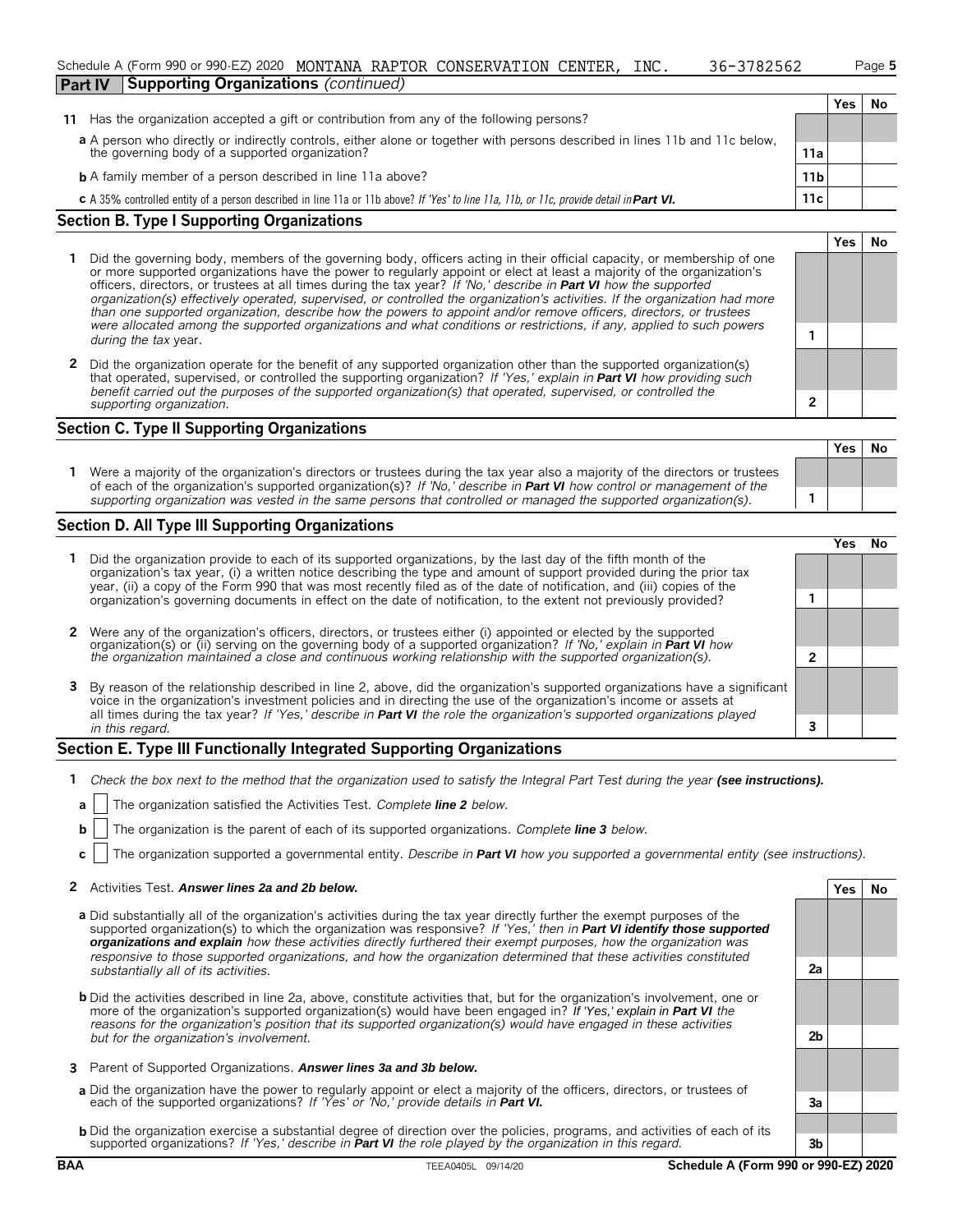Schedule A (Form 990 or 990-EZ) 2020 MONTANA RAPTOR CONSERVATION CENTER, INC. 36-3782562

## Part IV Supporting Organizations *(continued)*

| | | | Yes | No |
|---|---|---|---|---|
| **11** | Has the organization accepted a gift or contribution from any of the following persons? | | | |
| **a** | A person who directly or indirectly controls, either alone or together with persons described in lines 11b and 11c below, the governing body of a supported organization? | 11a | | |
| **b** | A family member of a person described in line 11a above? | 11b | | |
| **c** | A 35% controlled entity of a person described in line 11a or 11b above? *If 'Yes' to line 11a, 11b, or 11c, provide detail in* ***Part VI.*** | 11c | | |

### Section B. Type I Supporting Organizations

| | | | Yes | No |
|---|---|---|---|---|
| **1** | Did the governing body, members of the governing body, officers acting in their official capacity, or membership of one or more supported organizations have the power to regularly appoint or elect at least a majority of the organization's officers, directors, or trustees at all times during the tax year? *If 'No,' describe in* ***Part VI*** *how the supported organization(s) effectively operated, supervised, or controlled the organization's activities. If the organization had more than one supported organization, describe how the powers to appoint and/or remove officers, directors, or trustees were allocated among the supported organizations and what conditions or restrictions, if any, applied to such powers during the tax* year. | 1 | | |
| **2** | Did the organization operate for the benefit of any supported organization other than the supported organization(s) that operated, supervised, or controlled the supporting organization? *If 'Yes,' explain in* ***Part VI*** *how providing such benefit carried out the purposes of the supported organization(s) that operated, supervised, or controlled the supporting organization.* | 2 | | |

### Section C. Type II Supporting Organizations

| | | | Yes | No |
|---|---|---|---|---|
| **1** | Were a majority of the organization's directors or trustees during the tax year also a majority of the directors or trustees of each of the organization's supported organization(s)? *If 'No,' describe in* ***Part VI*** *how control or management of the supporting organization was vested in the same persons that controlled or managed the supported organization(s).* | 1 | | |

### Section D. All Type III Supporting Organizations

| | | | Yes | No |
|---|---|---|---|---|
| **1** | Did the organization provide to each of its supported organizations, by the last day of the fifth month of the organization's tax year, (i) a written notice describing the type and amount of support provided during the prior tax year, (ii) a copy of the Form 990 that was most recently filed as of the date of notification, and (iii) copies of the organization's governing documents in effect on the date of notification, to the extent not previously provided? | 1 | | |
| **2** | Were any of the organization's officers, directors, or trustees either (i) appointed or elected by the supported organization(s) or (ii) serving on the governing body of a supported organization? *If 'No,' explain in* ***Part VI*** *how the organization maintained a close and continuous working relationship with the supported organization(s).* | 2 | | |
| **3** | By reason of the relationship described in line 2, above, did the organization's supported organizations have a significant voice in the organization's investment policies and in directing the use of the organization's income or assets at all times during the tax year? *If 'Yes,' describe in* ***Part VI*** *the role the organization's supported organizations played in this regard.* | 3 | | |

### Section E. Type III Functionally Integrated Supporting Organizations

**1** *Check the box next to the method that the organization used to satisfy the Integral Part Test during the year* ***(see instructions).***

**a** ☐ The organization satisfied the Activities Test. *Complete* ***line 2*** *below.*

**b** ☐ The organization is the parent of each of its supported organizations. *Complete* ***line 3*** *below.*

**c** ☐ The organization supported a governmental entity. *Describe in* ***Part VI*** *how you supported a governmental entity (see instructions).*

| | | | Yes | No |
|---|---|---|---|---|
| **2** | Activities Test. ***Answer lines 2a and 2b below.*** | | | |
| **a** | Did substantially all of the organization's activities during the tax year directly further the exempt purposes of the supported organization(s) to which the organization was responsive? *If 'Yes,' then in* ***Part VI identify those supported organizations and explain*** *how these activities directly furthered their exempt purposes, how the organization was responsive to those supported organizations, and how the organization determined that these activities constituted substantially all of its activities.* | 2a | | |
| **b** | Did the activities described in line 2a, above, constitute activities that, but for the organization's involvement, one or more of the organization's supported organization(s) would have been engaged in? *If 'Yes,' explain in* ***Part VI*** *the reasons for the organization's position that its supported organization(s) would have engaged in these activities but for the organization's involvement.* | 2b | | |
| **3** | Parent of Supported Organizations. ***Answer lines 3a and 3b below.*** | | | |
| **a** | Did the organization have the power to regularly appoint or elect a majority of the officers, directors, or trustees of each of the supported organizations? *If 'Yes' or 'No,' provide details in* ***Part VI.*** | 3a | | |
| **b** | Did the organization exercise a substantial degree of direction over the policies, programs, and activities of each of its supported organizations? *If 'Yes,' describe in* ***Part VI*** *the role played by the organization in this regard.* | 3b | | |

BAA TEEA0405L 09/14/20 **Schedule A (Form 990 or 990-EZ) 2020**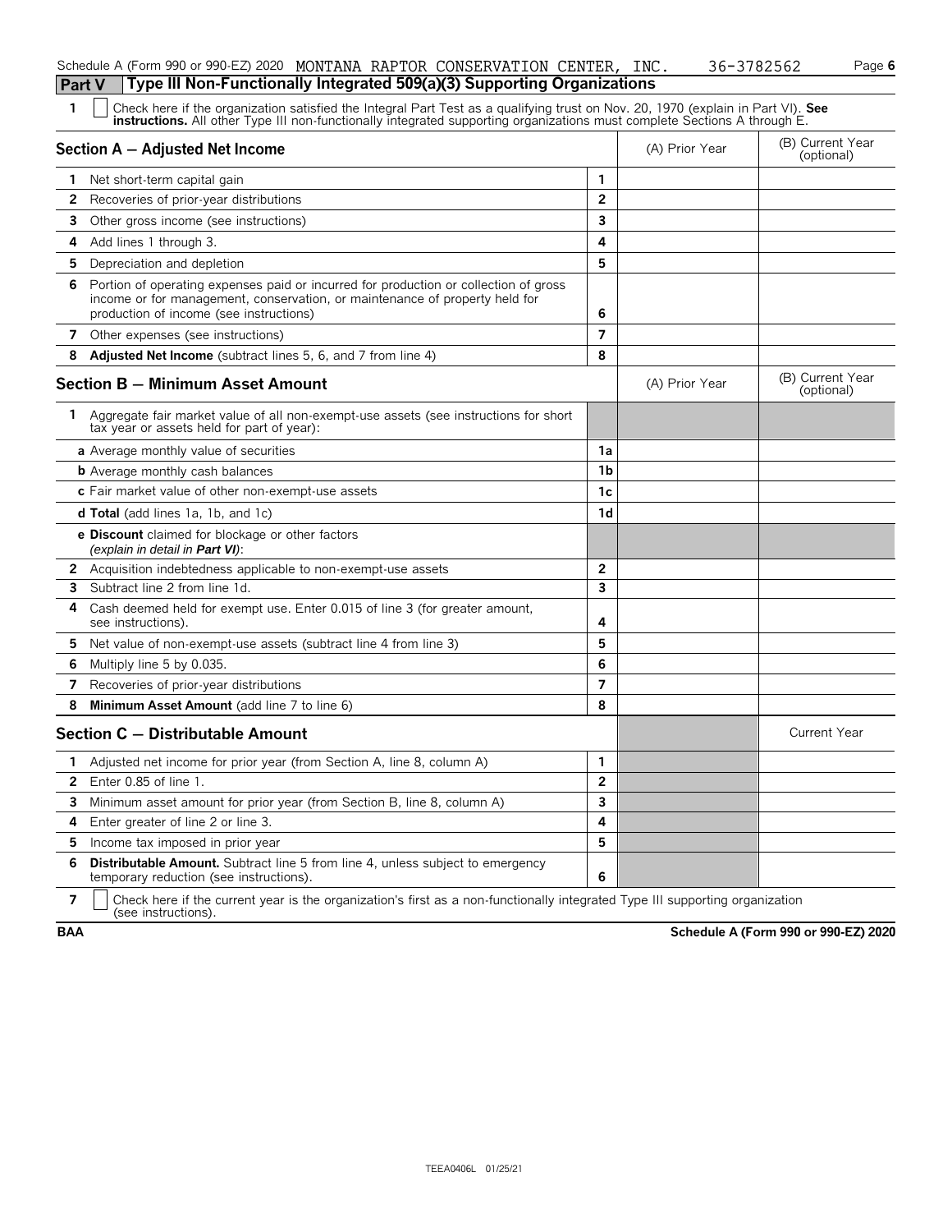Schedule A (Form 990 or 990-EZ) 2020 MONTANA RAPTOR CONSERVATION CENTER, INC. 36-3782562

## Part V Type III Non-Functionally Integrated 509(a)(3) Supporting Organizations

1 ☐ Check here if the organization satisfied the Integral Part Test as a qualifying trust on Nov. 20, 1970 (explain in Part VI). **See instructions.** All other Type III non-functionally integrated supporting organizations must complete Sections A through E.

| **Section A — Adjusted Net Income** | | (A) Prior Year | (B) Current Year (optional) |
|---|---|---|---|
| **1** Net short-term capital gain | 1 | | |
| **2** Recoveries of prior-year distributions | 2 | | |
| **3** Other gross income (see instructions) | 3 | | |
| **4** Add lines 1 through 3. | 4 | | |
| **5** Depreciation and depletion | 5 | | |
| **6** Portion of operating expenses paid or incurred for production or collection of gross income or for management, conservation, or maintenance of property held for production of income (see instructions) | 6 | | |
| **7** Other expenses (see instructions) | 7 | | |
| **8** **Adjusted Net Income** (subtract lines 5, 6, and 7 from line 4) | 8 | | |

| **Section B — Minimum Asset Amount** | | (A) Prior Year | (B) Current Year (optional) |
|---|---|---|---|
| **1** Aggregate fair market value of all non-exempt-use assets (see instructions for short tax year or assets held for part of year): | | | |
| **a** Average monthly value of securities | 1a | | |
| **b** Average monthly cash balances | 1b | | |
| **c** Fair market value of other non-exempt-use assets | 1c | | |
| **d Total** (add lines 1a, 1b, and 1c) | 1d | | |
| **e Discount** claimed for blockage or other factors *(explain in detail in **Part VI**)*: | | | |
| **2** Acquisition indebtedness applicable to non-exempt-use assets | 2 | | |
| **3** Subtract line 2 from line 1d. | 3 | | |
| **4** Cash deemed held for exempt use. Enter 0.015 of line 3 (for greater amount, see instructions). | 4 | | |
| **5** Net value of non-exempt-use assets (subtract line 4 from line 3) | 5 | | |
| **6** Multiply line 5 by 0.035. | 6 | | |
| **7** Recoveries of prior-year distributions | 7 | | |
| **8** **Minimum Asset Amount** (add line 7 to line 6) | 8 | | |

| **Section C — Distributable Amount** | | | Current Year |
|---|---|---|---|
| **1** Adjusted net income for prior year (from Section A, line 8, column A) | 1 | | |
| **2** Enter 0.85 of line 1. | 2 | | |
| **3** Minimum asset amount for prior year (from Section B, line 8, column A) | 3 | | |
| **4** Enter greater of line 2 or line 3. | 4 | | |
| **5** Income tax imposed in prior year | 5 | | |
| **6** **Distributable Amount.** Subtract line 5 from line 4, unless subject to emergency temporary reduction (see instructions). | 6 | | |

7 ☐ Check here if the current year is the organization's first as a non-functionally integrated Type III supporting organization (see instructions).

BAA Schedule A (Form 990 or 990-EZ) 2020

TEEA0406L 01/25/21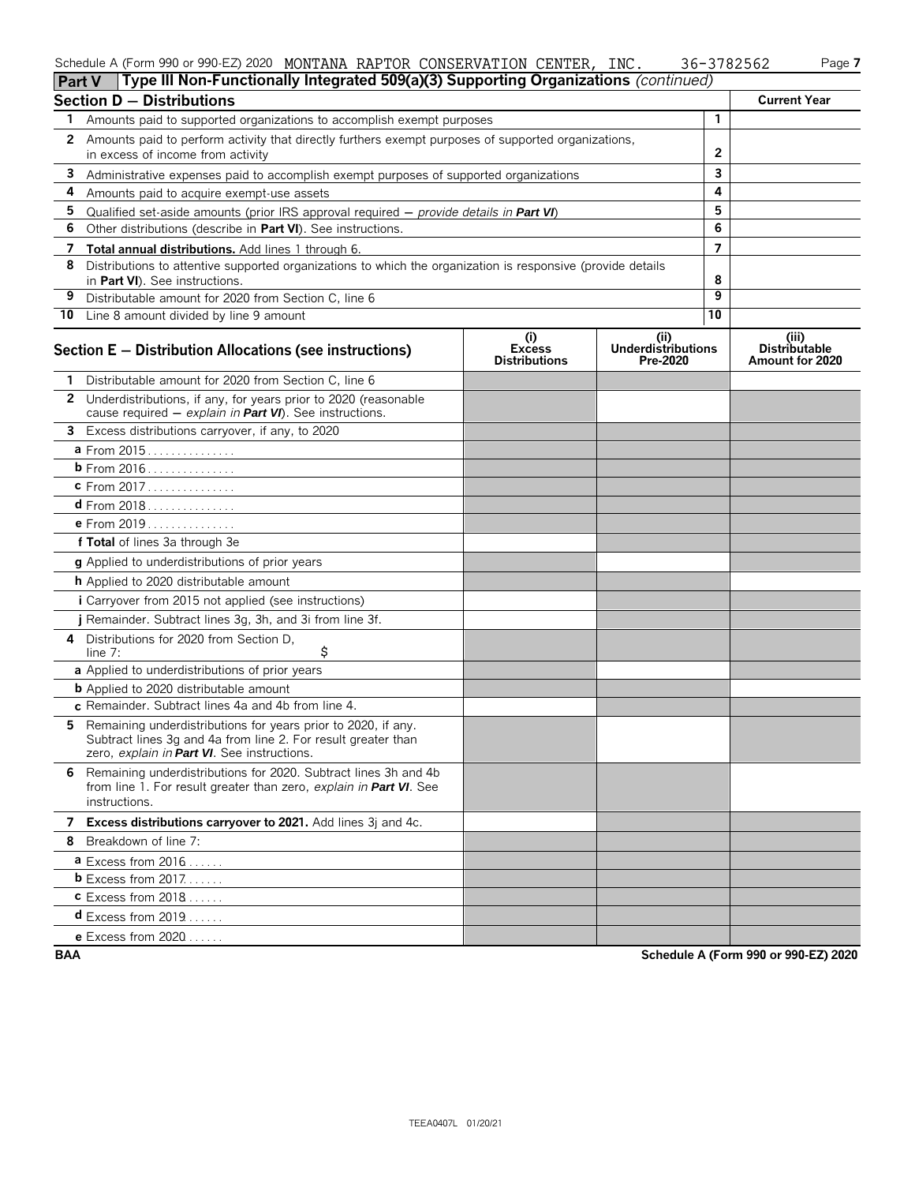Schedule A (Form 990 or 990-EZ) 2020 MONTANA RAPTOR CONSERVATION CENTER, INC. 36-3782562 Page **7**

## Part V Type III Non-Functionally Integrated 509(a)(3) Supporting Organizations *(continued)*

### Section D – Distributions

| | | | Current Year |
|---|---|---|---|
| 1 | Amounts paid to supported organizations to accomplish exempt purposes | 1 | |
| 2 | Amounts paid to perform activity that directly furthers exempt purposes of supported organizations, in excess of income from activity | 2 | |
| 3 | Administrative expenses paid to accomplish exempt purposes of supported organizations | 3 | |
| 4 | Amounts paid to acquire exempt-use assets | 4 | |
| 5 | Qualified set-aside amounts (prior IRS approval required – *provide details in* ***Part VI***) | 5 | |
| 6 | Other distributions (describe in **Part VI**). See instructions. | 6 | |
| 7 | **Total annual distributions.** Add lines 1 through 6. | 7 | |
| 8 | Distributions to attentive supported organizations to which the organization is responsive (provide details in **Part VI**). See instructions. | 8 | |
| 9 | Distributable amount for 2020 from Section C, line 6 | 9 | |
| 10 | Line 8 amount divided by line 9 amount | 10 | |

| Section E – Distribution Allocations (see instructions) | (i) Excess Distributions | (ii) Underdistributions Pre-2020 | (iii) Distributable Amount for 2020 |
|---|---|---|---|
| **1** Distributable amount for 2020 from Section C, line 6 | | | |
| **2** Underdistributions, if any, for years prior to 2020 (reasonable cause required – *explain in* ***Part VI***). See instructions. | | | |
| **3** Excess distributions carryover, if any, to 2020 | | | |
| **a** From 2015 | | | |
| **b** From 2016 | | | |
| **c** From 2017 | | | |
| **d** From 2018 | | | |
| **e** From 2019 | | | |
| **f Total** of lines 3a through 3e | | | |
| **g** Applied to underdistributions of prior years | | | |
| **h** Applied to 2020 distributable amount | | | |
| **i** Carryover from 2015 not applied (see instructions) | | | |
| **j** Remainder. Subtract lines 3g, 3h, and 3i from line 3f. | | | |
| **4** Distributions for 2020 from Section D, line 7: $ | | | |
| **a** Applied to underdistributions of prior years | | | |
| **b** Applied to 2020 distributable amount | | | |
| **c** Remainder. Subtract lines 4a and 4b from line 4. | | | |
| **5** Remaining underdistributions for years prior to 2020, if any. Subtract lines 3g and 4a from line 2. For result greater than zero, *explain in* ***Part VI***. See instructions. | | | |
| **6** Remaining underdistributions for 2020. Subtract lines 3h and 4b from line 1. For result greater than zero, *explain in* ***Part VI***. See instructions. | | | |
| **7 Excess distributions carryover to 2021.** Add lines 3j and 4c. | | | |
| **8** Breakdown of line 7: | | | |
| **a** Excess from 2016 | | | |
| **b** Excess from 2017 | | | |
| **c** Excess from 2018 | | | |
| **d** Excess from 2019 | | | |
| **e** Excess from 2020 | | | |

BAA **Schedule A (Form 990 or 990-EZ) 2020**

TEEA0407L 01/20/21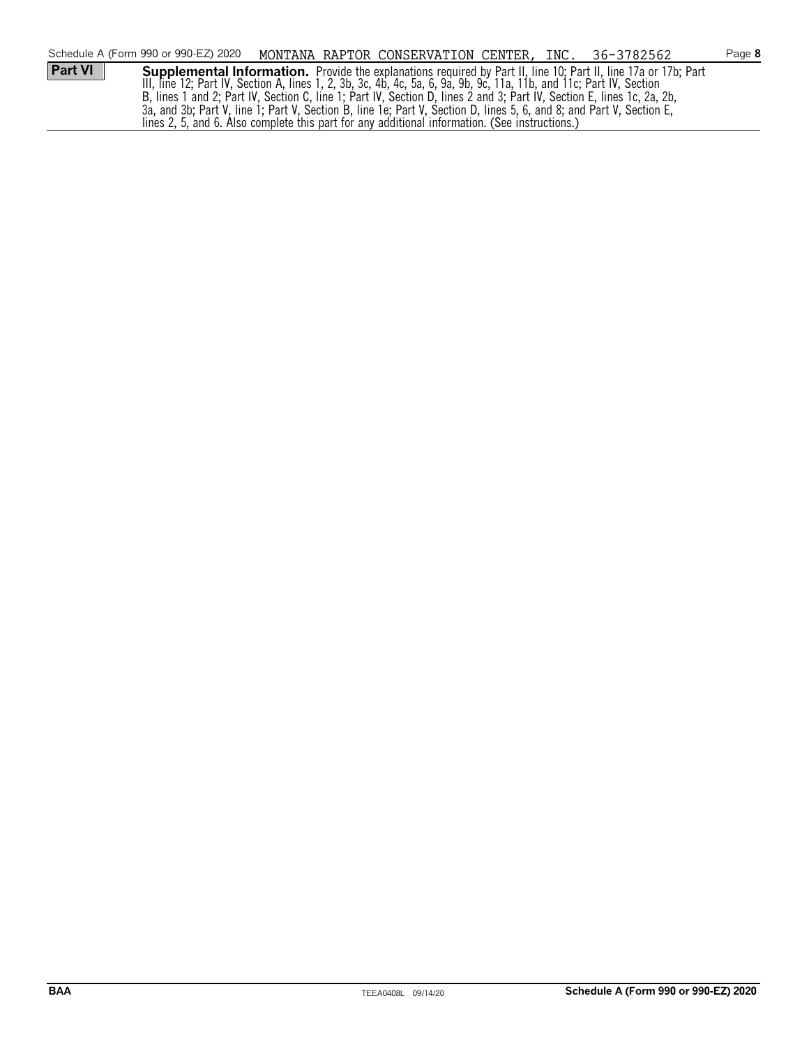Schedule A (Form 990 or 990-EZ) 2020 MONTANA RAPTOR CONSERVATION CENTER, INC. 36-3782562

**Part VI** **Supplemental Information.** Provide the explanations required by Part II, line 10; Part II, line 17a or 17b; Part III, line 12; Part IV, Section A, lines 1, 2, 3b, 3c, 4b, 4c, 5a, 6, 9a, 9b, 9c, 11a, 11b, and 11c; Part IV, Section B, lines 1 and 2; Part IV, Section C, line 1; Part IV, Section D, lines 2 and 3; Part IV, Section E, lines 1c, 2a, 2b, 3a, and 3b; Part V, line 1; Part V, Section B, line 1e; Part V, Section D, lines 5, 6, and 8; and Part V, Section E, lines 2, 5, and 6. Also complete this part for any additional information. (See instructions.)

BAA TEEA0408L 09/14/20 **Schedule A (Form 990 or 990-EZ) 2020**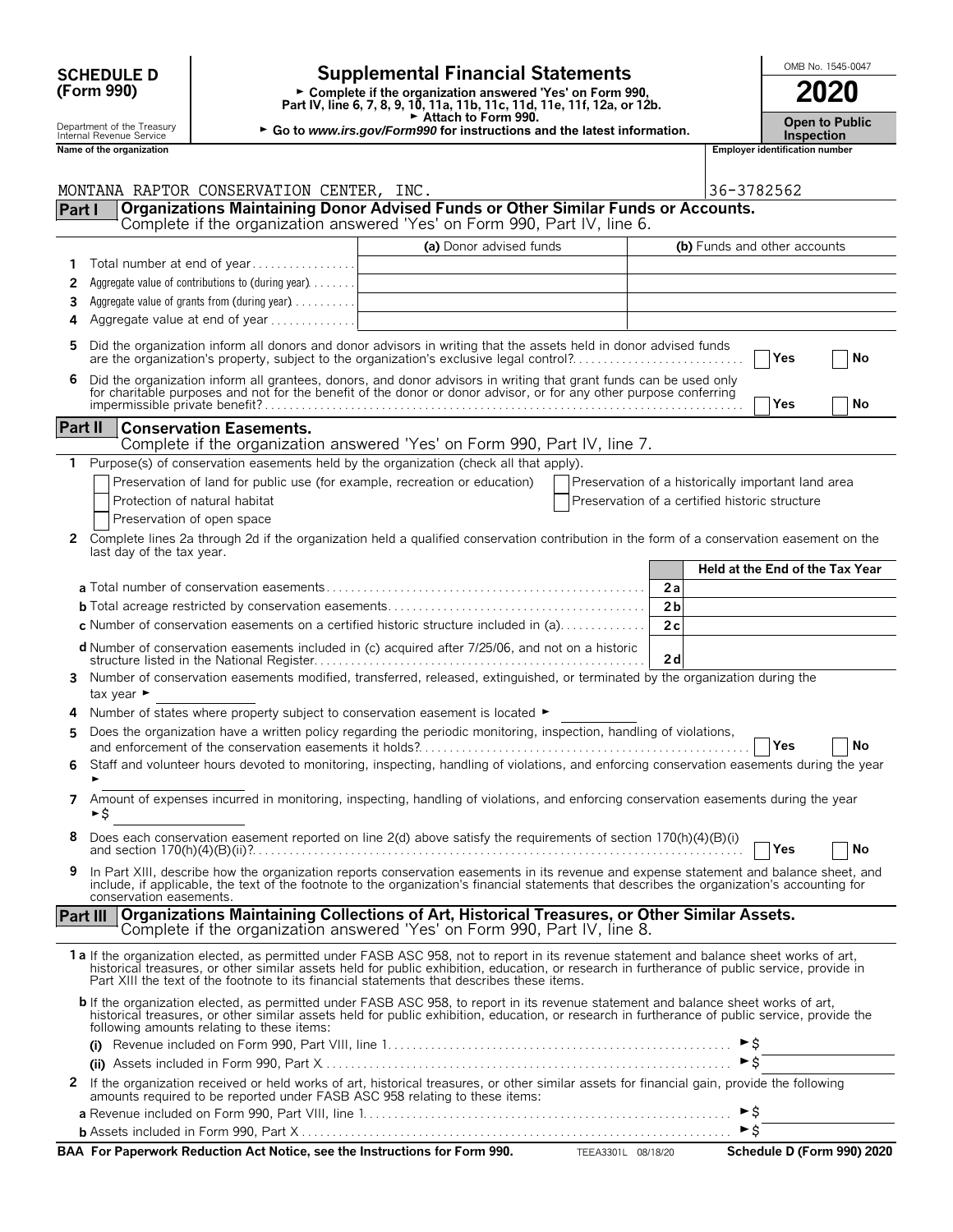**SCHEDULE D (Form 990)**

Department of the Treasury
Internal Revenue Service

# Supplemental Financial Statements

► Complete if the organization answered 'Yes' on Form 990, Part IV, line 6, 7, 8, 9, 10, 11a, 11b, 11c, 11d, 11e, 11f, 12a, or 12b.
► Attach to Form 990.
► Go to *www.irs.gov/Form990* for instructions and the latest information.

OMB No. 1545-0047

**2020**

**Open to Public Inspection**

**Name of the organization**: MONTANA RAPTOR CONSERVATION CENTER, INC.

**Employer identification number**: 36-3782562

## Part I — Organizations Maintaining Donor Advised Funds or Other Similar Funds or Accounts.

Complete if the organization answered 'Yes' on Form 990, Part IV, line 6.

| | | (a) Donor advised funds | (b) Funds and other accounts |
|---|---|---|---|
| 1 | Total number at end of year | | |
| 2 | Aggregate value of contributions to (during year) | | |
| 3 | Aggregate value of grants from (during year) | | |
| 4 | Aggregate value at end of year | | |

5 Did the organization inform all donors and donor advisors in writing that the assets held in donor advised funds are the organization's property, subject to the organization's exclusive legal control? ☐ Yes ☐ No

6 Did the organization inform all grantees, donors, and donor advisors in writing that grant funds can be used only for charitable purposes and not for the benefit of the donor or donor advisor, or for any other purpose conferring impermissible private benefit? ☐ Yes ☐ No

## Part II — Conservation Easements.

Complete if the organization answered 'Yes' on Form 990, Part IV, line 7.

1 Purpose(s) of conservation easements held by the organization (check all that apply).

- ☐ Preservation of land for public use (for example, recreation or education)
- ☐ Protection of natural habitat
- ☐ Preservation of open space
- ☐ Preservation of a historically important land area
- ☐ Preservation of a certified historic structure

2 Complete lines 2a through 2d if the organization held a qualified conservation contribution in the form of a conservation easement on the last day of the tax year.

| | | | Held at the End of the Tax Year |
|---|---|---|---|
| a | Total number of conservation easements | 2a | |
| b | Total acreage restricted by conservation easements | 2b | |
| c | Number of conservation easements on a certified historic structure included in (a) | 2c | |
| d | Number of conservation easements included in (c) acquired after 7/25/06, and not on a historic structure listed in the National Register | 2d | |

3 Number of conservation easements modified, transferred, released, extinguished, or terminated by the organization during the tax year ► ______

4 Number of states where property subject to conservation easement is located ► ______

5 Does the organization have a written policy regarding the periodic monitoring, inspection, handling of violations, and enforcement of the conservation easements it holds? ☐ Yes ☐ No

6 Staff and volunteer hours devoted to monitoring, inspecting, handling of violations, and enforcing conservation easements during the year ► ______

7 Amount of expenses incurred in monitoring, inspecting, handling of violations, and enforcing conservation easements during the year ►$ ______

8 Does each conservation easement reported on line 2(d) above satisfy the requirements of section 170(h)(4)(B)(i) and section 170(h)(4)(B)(ii)? ☐ Yes ☐ No

9 In Part XIII, describe how the organization reports conservation easements in its revenue and expense statement and balance sheet, and include, if applicable, the text of the footnote to the organization's financial statements that describes the organization's accounting for conservation easements.

## Part III — Organizations Maintaining Collections of Art, Historical Treasures, or Other Similar Assets.

Complete if the organization answered 'Yes' on Form 990, Part IV, line 8.

1a If the organization elected, as permitted under FASB ASC 958, not to report in its revenue statement and balance sheet works of art, historical treasures, or other similar assets held for public exhibition, education, or research in furtherance of public service, provide in Part XIII the text of the footnote to its financial statements that describes these items.

b If the organization elected, as permitted under FASB ASC 958, to report in its revenue statement and balance sheet works of art, historical treasures, or other similar assets held for public exhibition, education, or research in furtherance of public service, provide the following amounts relating to these items:

(i) Revenue included on Form 990, Part VIII, line 1 ►$ ______

(ii) Assets included in Form 990, Part X ►$ ______

2 If the organization received or held works of art, historical treasures, or other similar assets for financial gain, provide the following amounts required to be reported under FASB ASC 958 relating to these items:

a Revenue included on Form 990, Part VIII, line 1 ►$ ______

b Assets included in Form 990, Part X ►$ ______

**BAA For Paperwork Reduction Act Notice, see the Instructions for Form 990.** TEEA3301L 08/18/20 **Schedule D (Form 990) 2020**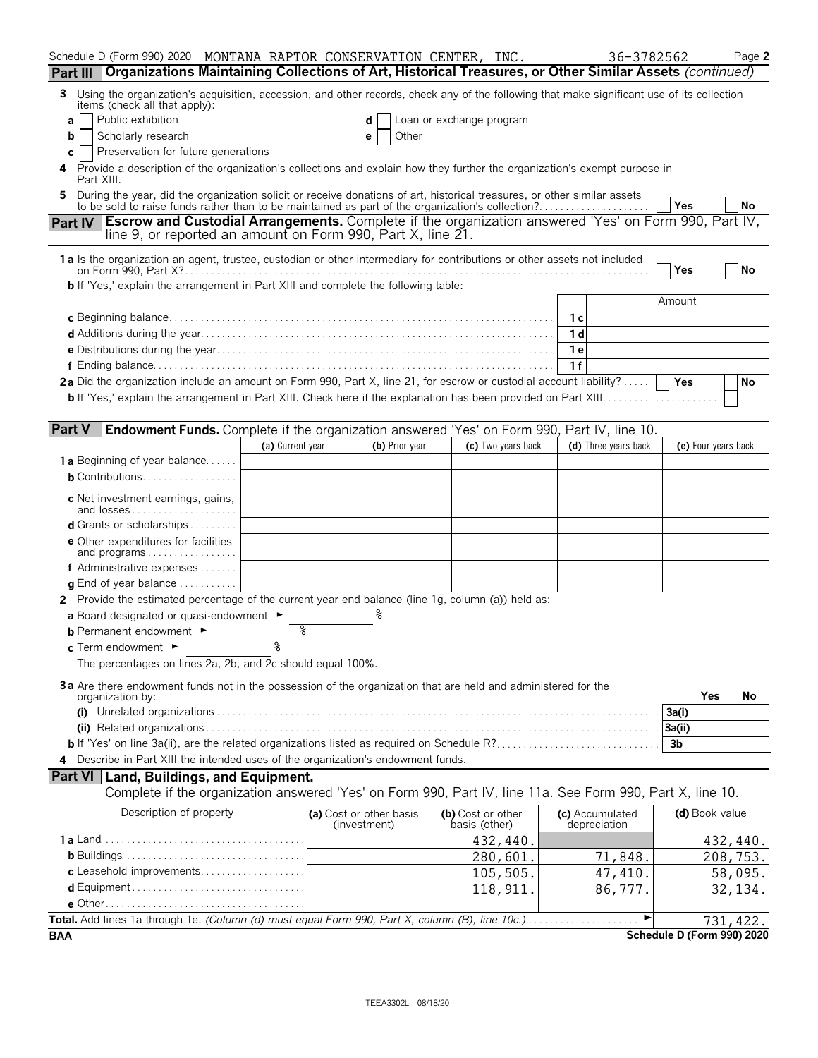Schedule D (Form 990) 2020 MONTANA RAPTOR CONSERVATION CENTER, INC. 36-3782562 Page 2

## Part III Organizations Maintaining Collections of Art, Historical Treasures, or Other Similar Assets *(continued)*

3 Using the organization's acquisition, accession, and other records, check any of the following that make significant use of its collection items (check all that apply):

- a [ ] Public exhibition
- b [ ] Scholarly research
- c [ ] Preservation for future generations
- d [ ] Loan or exchange program
- e [ ] Other

4 Provide a description of the organization's collections and explain how they further the organization's exempt purpose in Part XIII.

5 During the year, did the organization solicit or receive donations of art, historical treasures, or other similar assets to be sold to raise funds rather than to be maintained as part of the organization's collection? [ ] Yes [ ] No

## Part IV Escrow and Custodial Arrangements. 
Complete if the organization answered 'Yes' on Form 990, Part IV, line 9, or reported an amount on Form 990, Part X, line 21.

1a Is the organization an agent, trustee, custodian or other intermediary for contributions or other assets not included on Form 990, Part X? [ ] Yes [ ] No

b If 'Yes,' explain the arrangement in Part XIII and complete the following table:

| | | Amount |
|---|---|---|
| c Beginning balance | 1c | |
| d Additions during the year | 1d | |
| e Distributions during the year | 1e | |
| f Ending balance | 1f | |

2a Did the organization include an amount on Form 990, Part X, line 21, for escrow or custodial account liability? [ ] Yes [ ] No

b If 'Yes,' explain the arrangement in Part XIII. Check here if the explanation has been provided on Part XIII [ ]

## Part V Endowment Funds. 
Complete if the organization answered 'Yes' on Form 990, Part IV, line 10.

| | (a) Current year | (b) Prior year | (c) Two years back | (d) Three years back | (e) Four years back |
|---|---|---|---|---|---|
| 1a Beginning of year balance | | | | | |
| b Contributions | | | | | |
| c Net investment earnings, gains, and losses | | | | | |
| d Grants or scholarships | | | | | |
| e Other expenditures for facilities and programs | | | | | |
| f Administrative expenses | | | | | |
| g End of year balance | | | | | |

2 Provide the estimated percentage of the current year end balance (line 1g, column (a)) held as:

a Board designated or quasi-endowment ► %

b Permanent endowment ► %

c Term endowment ► %

The percentages on lines 2a, 2b, and 2c should equal 100%.

3a Are there endowment funds not in the possession of the organization that are held and administered for the organization by:

| | | Yes | No |
|---|---|---|---|
| (i) Unrelated organizations | 3a(i) | | |
| (ii) Related organizations | 3a(ii) | | |
| b If 'Yes' on line 3a(ii), are the related organizations listed as required on Schedule R? | 3b | | |

4 Describe in Part XIII the intended uses of the organization's endowment funds.

## Part VI Land, Buildings, and Equipment.
Complete if the organization answered 'Yes' on Form 990, Part IV, line 11a. See Form 990, Part X, line 10.

| Description of property | (a) Cost or other basis (investment) | (b) Cost or other basis (other) | (c) Accumulated depreciation | (d) Book value |
|---|---|---|---|---|
| 1a Land | | 432,440. | | 432,440. |
| b Buildings | | 280,601. | 71,848. | 208,753. |
| c Leasehold improvements | | 105,505. | 47,410. | 58,095. |
| d Equipment | | 118,911. | 86,777. | 32,134. |
| e Other | | | | |
| **Total.** Add lines 1a through 1e. *(Column (d) must equal Form 990, Part X, column (B), line 10c.)* | | | | 731,422. |

BAA Schedule D (Form 990) 2020

TEEA3302L 08/18/20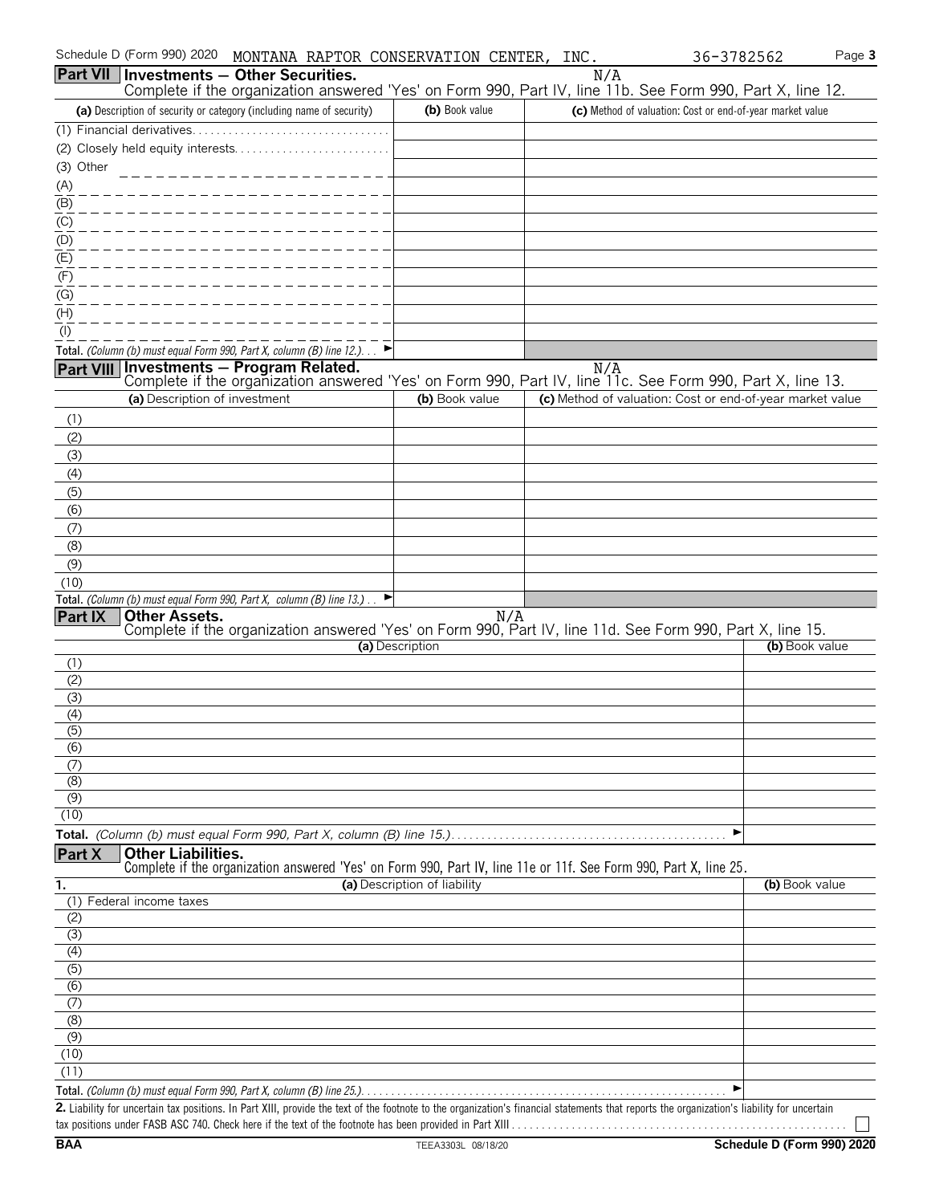Schedule D (Form 990) 2020 MONTANA RAPTOR CONSERVATION CENTER, INC. 36-3782562 Page 3

## Part VII Investments — Other Securities.

N/A

Complete if the organization answered 'Yes' on Form 990, Part IV, line 11b. See Form 990, Part X, line 12.

| (a) Description of security or category (including name of security) | (b) Book value | (c) Method of valuation: Cost or end-of-year market value |
|---|---|---|
| (1) Financial derivatives | | |
| (2) Closely held equity interests | | |
| (3) Other | | |
| (A) | | |
| (B) | | |
| (C) | | |
| (D) | | |
| (E) | | |
| (F) | | |
| (G) | | |
| (H) | | |
| (I) | | |
| **Total.** *(Column (b) must equal Form 990, Part X, column (B) line 12.)* ► | | |

## Part VIII Investments — Program Related.

N/A

Complete if the organization answered 'Yes' on Form 990, Part IV, line 11c. See Form 990, Part X, line 13.

| (a) Description of investment | (b) Book value | (c) Method of valuation: Cost or end-of-year market value |
|---|---|---|
| (1) | | |
| (2) | | |
| (3) | | |
| (4) | | |
| (5) | | |
| (6) | | |
| (7) | | |
| (8) | | |
| (9) | | |
| (10) | | |
| **Total.** *(Column (b) must equal Form 990, Part X, column (B) line 13.)* ► | | |

## Part IX Other Assets.

N/A

Complete if the organization answered 'Yes' on Form 990, Part IV, line 11d. See Form 990, Part X, line 15.

| (a) Description | (b) Book value |
|---|---|
| (1) | |
| (2) | |
| (3) | |
| (4) | |
| (5) | |
| (6) | |
| (7) | |
| (8) | |
| (9) | |
| (10) | |
| **Total.** *(Column (b) must equal Form 990, Part X, column (B) line 15.)* ► | |

## Part X Other Liabilities.

Complete if the organization answered 'Yes' on Form 990, Part IV, line 11e or 11f. See Form 990, Part X, line 25.

| 1. (a) Description of liability | (b) Book value |
|---|---|
| (1) Federal income taxes | |
| (2) | |
| (3) | |
| (4) | |
| (5) | |
| (6) | |
| (7) | |
| (8) | |
| (9) | |
| (10) | |
| (11) | |
| **Total.** *(Column (b) must equal Form 990, Part X, column (B) line 25.)* ► | |

**2.** Liability for uncertain tax positions. In Part XIII, provide the text of the footnote to the organization's financial statements that reports the organization's liability for uncertain tax positions under FASB ASC 740. Check here if the text of the footnote has been provided in Part XIII ☐

BAA TEEA3303L 08/18/20 Schedule D (Form 990) 2020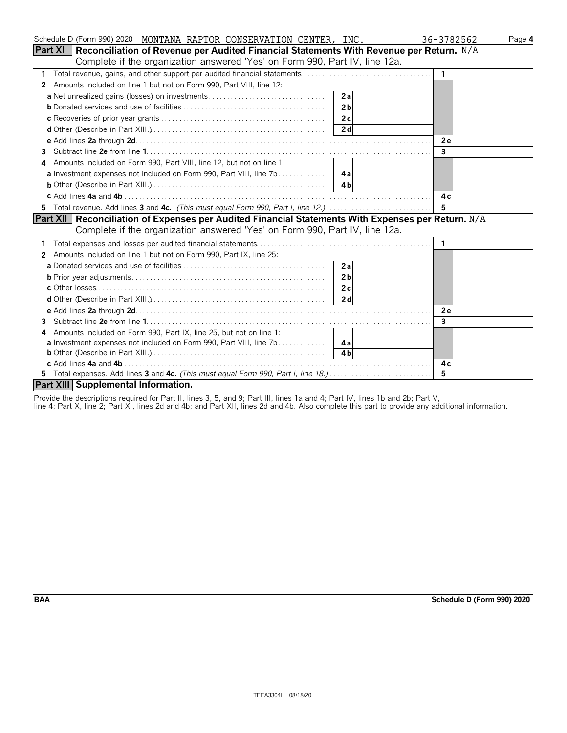Schedule D (Form 990) 2020 MONTANA RAPTOR CONSERVATION CENTER, INC. 36-3782562

## Part XI Reconciliation of Revenue per Audited Financial Statements With Revenue per Return. N/A

Complete if the organization answered 'Yes' on Form 990, Part IV, line 12a.

| | | | |
|---|---|---|---|
| **1** Total revenue, gains, and other support per audited financial statements | | **1** | |
| **2** Amounts included on line 1 but not on Form 990, Part VIII, line 12: | | | |
| **a** Net unrealized gains (losses) on investments | **2a** | | |
| **b** Donated services and use of facilities | **2b** | | |
| **c** Recoveries of prior year grants | **2c** | | |
| **d** Other (Describe in Part XIII.) | **2d** | | |
| **e** Add lines **2a** through **2d** | | **2e** | |
| **3** Subtract line **2e** from line **1** | | **3** | |
| **4** Amounts included on Form 990, Part VIII, line 12, but not on line 1: | | | |
| **a** Investment expenses not included on Form 990, Part VIII, line 7b | **4a** | | |
| **b** Other (Describe in Part XIII.) | **4b** | | |
| **c** Add lines **4a** and **4b** | | **4c** | |
| **5** Total revenue. Add lines **3** and **4c.** *(This must equal Form 990, Part I, line 12.)* | | **5** | |

## Part XII Reconciliation of Expenses per Audited Financial Statements With Expenses per Return. N/A

Complete if the organization answered 'Yes' on Form 990, Part IV, line 12a.

| | | | |
|---|---|---|---|
| **1** Total expenses and losses per audited financial statements | | **1** | |
| **2** Amounts included on line 1 but not on Form 990, Part IX, line 25: | | | |
| **a** Donated services and use of facilities | **2a** | | |
| **b** Prior year adjustments | **2b** | | |
| **c** Other losses | **2c** | | |
| **d** Other (Describe in Part XIII.) | **2d** | | |
| **e** Add lines **2a** through **2d** | | **2e** | |
| **3** Subtract line **2e** from line **1** | | **3** | |
| **4** Amounts included on Form 990, Part IX, line 25, but not on line 1: | | | |
| **a** Investment expenses not included on Form 990, Part VIII, line 7b | **4a** | | |
| **b** Other (Describe in Part XIII.) | **4b** | | |
| **c** Add lines **4a** and **4b** | | **4c** | |
| **5** Total expenses. Add lines **3** and **4c.** *(This must equal Form 990, Part I, line 18.)* | | **5** | |

## Part XIII Supplemental Information.

Provide the descriptions required for Part II, lines 3, 5, and 9; Part III, lines 1a and 4; Part IV, lines 1b and 2b; Part V, line 4; Part X, line 2; Part XI, lines 2d and 4b; and Part XII, lines 2d and 4b. Also complete this part to provide any additional information.

BAA Schedule D (Form 990) 2020

TEEA3304L 08/18/20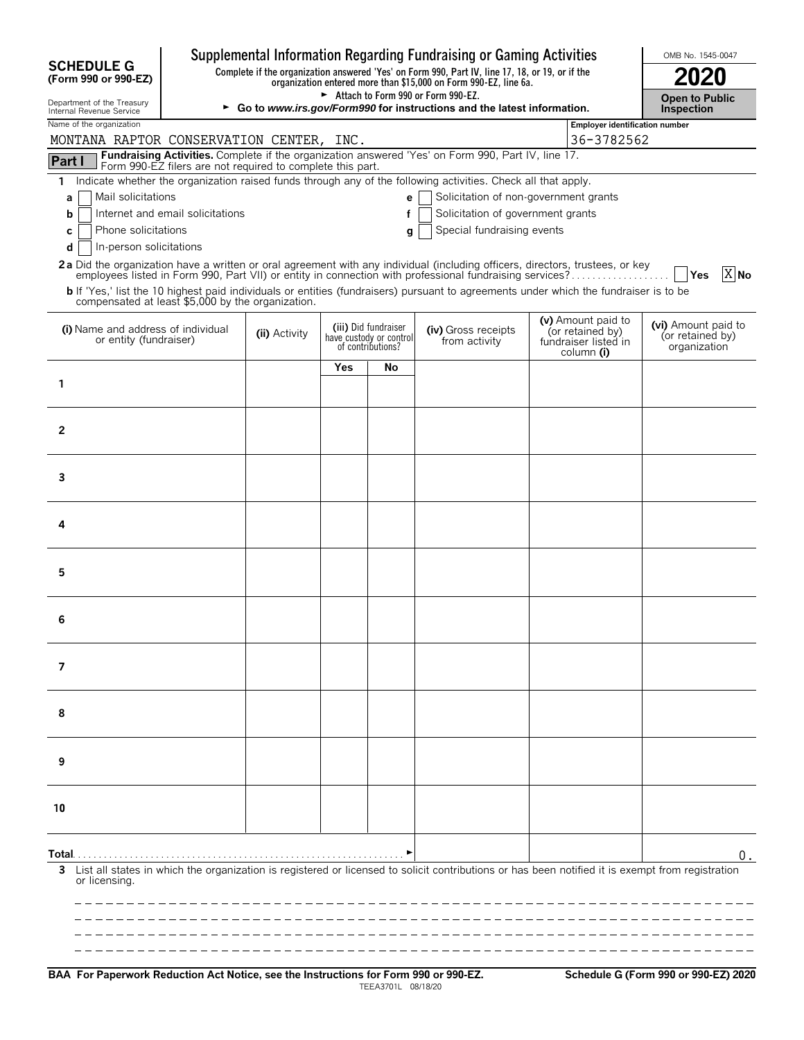# SCHEDULE G (Form 990 or 990-EZ)

Department of the Treasury
Internal Revenue Service

## Supplemental Information Regarding Fundraising or Gaming Activities

**Complete if the organization answered 'Yes' on Form 990, Part IV, line 17, 18, or 19, or if the organization entered more than $15,000 on Form 990-EZ, line 6a.**

► Attach to Form 990 or Form 990-EZ.

► Go to *www.irs.gov/Form990* for instructions and the latest information.

OMB No. 1545-0047

**2020**

**Open to Public Inspection**

Name of the organization: MONTANA RAPTOR CONSERVATION CENTER, INC.

Employer identification number: 36-3782562

**Part I** **Fundraising Activities.** Complete if the organization answered 'Yes' on Form 990, Part IV, line 17. Form 990-EZ filers are not required to complete this part.

1 Indicate whether the organization raised funds through any of the following activities. Check all that apply.

- a [ ] Mail solicitations
- b [ ] Internet and email solicitations
- c [ ] Phone solicitations
- d [ ] In-person solicitations
- e [ ] Solicitation of non-government grants
- f [ ] Solicitation of government grants
- g [ ] Special fundraising events

**2a** Did the organization have a written or oral agreement with any individual (including officers, directors, trustees, or key employees listed in Form 990, Part VII) or entity in connection with professional fundraising services? [ ] Yes [X] No

**b** If 'Yes,' list the 10 highest paid individuals or entities (fundraisers) pursuant to agreements under which the fundraiser is to be compensated at least $5,000 by the organization.

| | (i) Name and address of individual or entity (fundraiser) | (ii) Activity | (iii) Did fundraiser have custody or control of contributions? Yes | No | (iv) Gross receipts from activity | (v) Amount paid to (or retained by) fundraiser listed in column (i) | (vi) Amount paid to (or retained by) organization |
|---|---|---|---|---|---|---|---|
| 1 | | | | | | | |
| 2 | | | | | | | |
| 3 | | | | | | | |
| 4 | | | | | | | |
| 5 | | | | | | | |
| 6 | | | | | | | |
| 7 | | | | | | | |
| 8 | | | | | | | |
| 9 | | | | | | | |
| 10 | | | | | | | |
| **Total** ► | | | | | | | 0. |

3 List all states in which the organization is registered or licensed to solicit contributions or has been notified it is exempt from registration or licensing.

**BAA For Paperwork Reduction Act Notice, see the Instructions for Form 990 or 990-EZ.** TEEA3701L 08/18/20 **Schedule G (Form 990 or 990-EZ) 2020**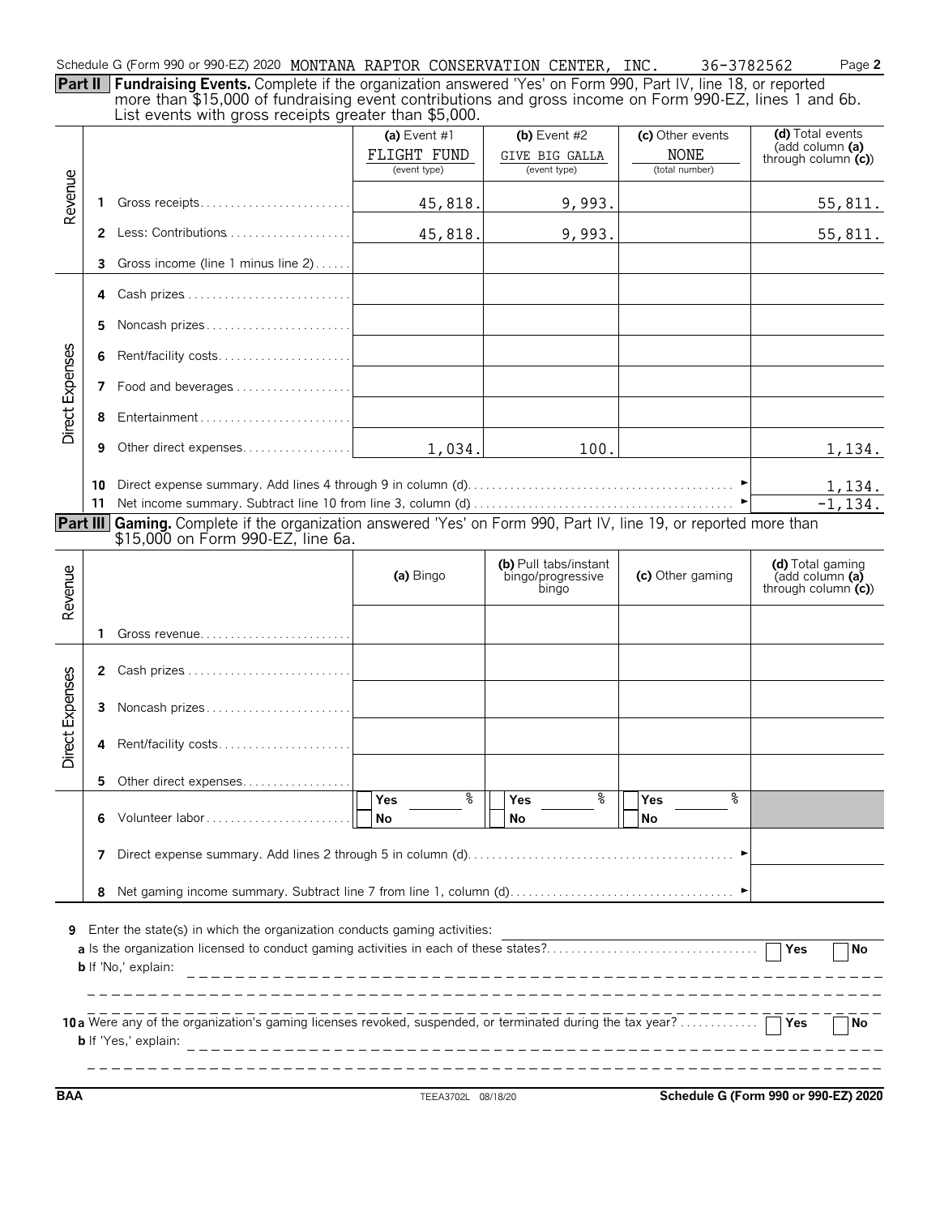Schedule G (Form 990 or 990-EZ) 2020 MONTANA RAPTOR CONSERVATION CENTER, INC. 36-3782562 Page **2**

**Part II** **Fundraising Events.** Complete if the organization answered 'Yes' on Form 990, Part IV, line 18, or reported more than $15,000 of fundraising event contributions and gross income on Form 990-EZ, lines 1 and 6b. List events with gross receipts greater than $5,000.

| | | | (a) Event #1 FLIGHT FUND (event type) | (b) Event #2 GIVE BIG GALLA (event type) | (c) Other events NONE (total number) | (d) Total events (add column (a) through column (c)) |
|---|---|---|---|---|---|---|
| Revenue | 1 | Gross receipts | 45,818. | 9,993. | | 55,811. |
| | 2 | Less: Contributions | 45,818. | 9,993. | | 55,811. |
| | 3 | Gross income (line 1 minus line 2) | | | | |
| Direct Expenses | 4 | Cash prizes | | | | |
| | 5 | Noncash prizes | | | | |
| | 6 | Rent/facility costs | | | | |
| | 7 | Food and beverages | | | | |
| | 8 | Entertainment | | | | |
| | 9 | Other direct expenses | 1,034. | 100. | | 1,134. |
| | 10 | Direct expense summary. Add lines 4 through 9 in column (d) | | | | 1,134. |
| | 11 | Net income summary. Subtract line 10 from line 3, column (d) | | | | -1,134. |

**Part III** **Gaming.** Complete if the organization answered 'Yes' on Form 990, Part IV, line 19, or reported more than $15,000 on Form 990-EZ, line 6a.

| | | | (a) Bingo | (b) Pull tabs/instant bingo/progressive bingo | (c) Other gaming | (d) Total gaming (add column (a) through column (c)) |
|---|---|---|---|---|---|---|
| Revenue | 1 | Gross revenue | | | | |
| Direct Expenses | 2 | Cash prizes | | | | |
| | 3 | Noncash prizes | | | | |
| | 4 | Rent/facility costs | | | | |
| | 5 | Other direct expenses | | | | |
| | 6 | Volunteer labor | Yes ___ % / No | Yes ___ % / No | Yes ___ % / No | |
| | 7 | Direct expense summary. Add lines 2 through 5 in column (d) | | | | |
| | 8 | Net gaming income summary. Subtract line 7 from line 1, column (d) | | | | |

**9** Enter the state(s) in which the organization conducts gaming activities:

**a** Is the organization licensed to conduct gaming activities in each of these states? ☐ Yes ☐ No

**b** If 'No,' explain:

**10a** Were any of the organization's gaming licenses revoked, suspended, or terminated during the tax year? ☐ Yes ☐ No

**b** If 'Yes,' explain:

BAA TEEA3702L 08/18/20 **Schedule G (Form 990 or 990-EZ) 2020**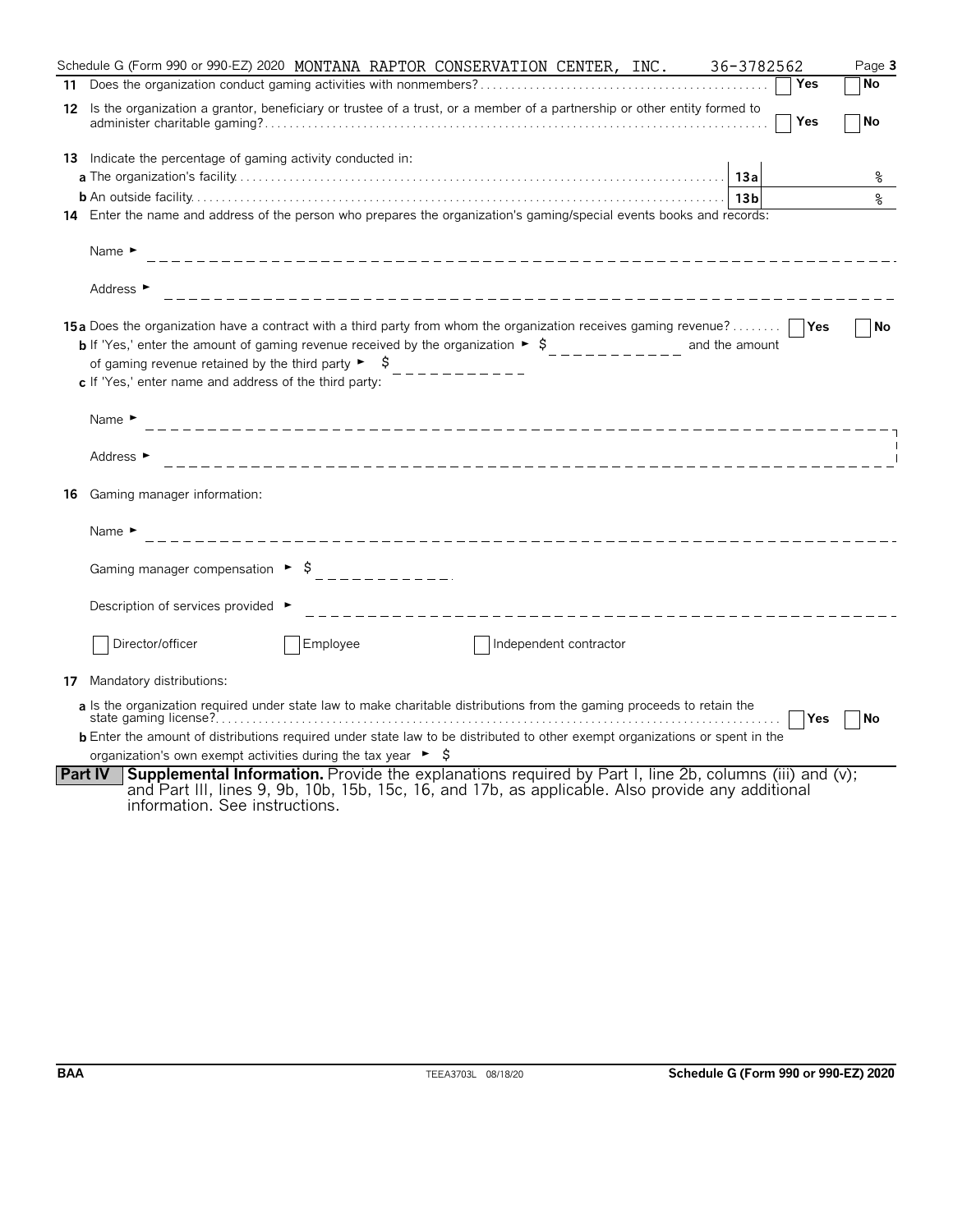Schedule G (Form 990 or 990-EZ) 2020 MONTANA RAPTOR CONSERVATION CENTER, INC. 36-3782562 Page **3**

**11** Does the organization conduct gaming activities with nonmembers? ☐ **Yes** ☐ **No**

**12** Is the organization a grantor, beneficiary or trustee of a trust, or a member of a partnership or other entity formed to administer charitable gaming? ☐ **Yes** ☐ **No**

**13** Indicate the percentage of gaming activity conducted in:

**a** The organization's facility **13a** %

**b** An outside facility **13b** %

**14** Enter the name and address of the person who prepares the organization's gaming/special events books and records:

Name ►

Address ►

**15a** Does the organization have a contract with a third party from whom the organization receives gaming revenue? ☐ **Yes** ☐ **No**

**b** If 'Yes,' enter the amount of gaming revenue received by the organization ► $ and the amount of gaming revenue retained by the third party ► $

**c** If 'Yes,' enter name and address of the third party:

Name ►

Address ►

**16** Gaming manager information:

Name ►

Gaming manager compensation ► $

Description of services provided ►

☐ Director/officer ☐ Employee ☐ Independent contractor

**17** Mandatory distributions:

**a** Is the organization required under state law to make charitable distributions from the gaming proceeds to retain the state gaming license? ☐ **Yes** ☐ **No**

**b** Enter the amount of distributions required under state law to be distributed to other exempt organizations or spent in the organization's own exempt activities during the tax year ► $

**Part IV** **Supplemental Information.** Provide the explanations required by Part I, line 2b, columns (iii) and (v); and Part III, lines 9, 9b, 10b, 15b, 15c, 16, and 17b, as applicable. Also provide any additional information. See instructions.

**BAA** TEEA3703L 08/18/20 **Schedule G (Form 990 or 990-EZ) 2020**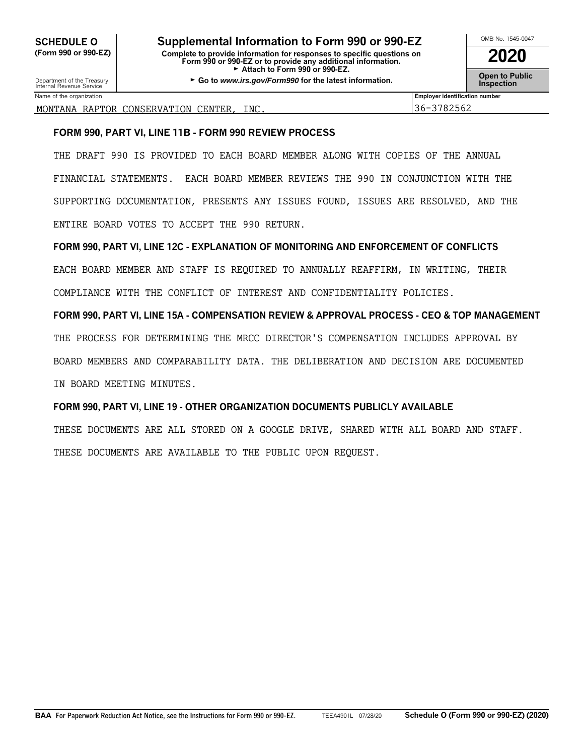**SCHEDULE O**
**(Form 990 or 990-EZ)**

Department of the Treasury
Internal Revenue Service

# Supplemental Information to Form 990 or 990-EZ

**Complete to provide information for responses to specific questions on Form 990 or 990-EZ or to provide any additional information.**
► **Attach to Form 990 or 990-EZ.**
► **Go to *www.irs.gov/Form990* for the latest information.**

OMB No. 1545-0047

**2020**

**Open to Public Inspection**

| Name of the organization | Employer identification number |
|---|---|
| MONTANA RAPTOR CONSERVATION CENTER, INC. | 36-3782562 |

**FORM 990, PART VI, LINE 11B - FORM 990 REVIEW PROCESS**

THE DRAFT 990 IS PROVIDED TO EACH BOARD MEMBER ALONG WITH COPIES OF THE ANNUAL FINANCIAL STATEMENTS. EACH BOARD MEMBER REVIEWS THE 990 IN CONJUNCTION WITH THE SUPPORTING DOCUMENTATION, PRESENTS ANY ISSUES FOUND, ISSUES ARE RESOLVED, AND THE ENTIRE BOARD VOTES TO ACCEPT THE 990 RETURN.

**FORM 990, PART VI, LINE 12C - EXPLANATION OF MONITORING AND ENFORCEMENT OF CONFLICTS**

EACH BOARD MEMBER AND STAFF IS REQUIRED TO ANNUALLY REAFFIRM, IN WRITING, THEIR COMPLIANCE WITH THE CONFLICT OF INTEREST AND CONFIDENTIALITY POLICIES.

**FORM 990, PART VI, LINE 15A - COMPENSATION REVIEW & APPROVAL PROCESS - CEO & TOP MANAGEMENT**

THE PROCESS FOR DETERMINING THE MRCC DIRECTOR'S COMPENSATION INCLUDES APPROVAL BY BOARD MEMBERS AND COMPARABILITY DATA. THE DELIBERATION AND DECISION ARE DOCUMENTED IN BOARD MEETING MINUTES.

**FORM 990, PART VI, LINE 19 - OTHER ORGANIZATION DOCUMENTS PUBLICLY AVAILABLE**

THESE DOCUMENTS ARE ALL STORED ON A GOOGLE DRIVE, SHARED WITH ALL BOARD AND STAFF. THESE DOCUMENTS ARE AVAILABLE TO THE PUBLIC UPON REQUEST.

**BAA For Paperwork Reduction Act Notice, see the Instructions for Form 990 or 990-EZ.** TEEA4901L 07/28/20 **Schedule O (Form 990 or 990-EZ) (2020)**